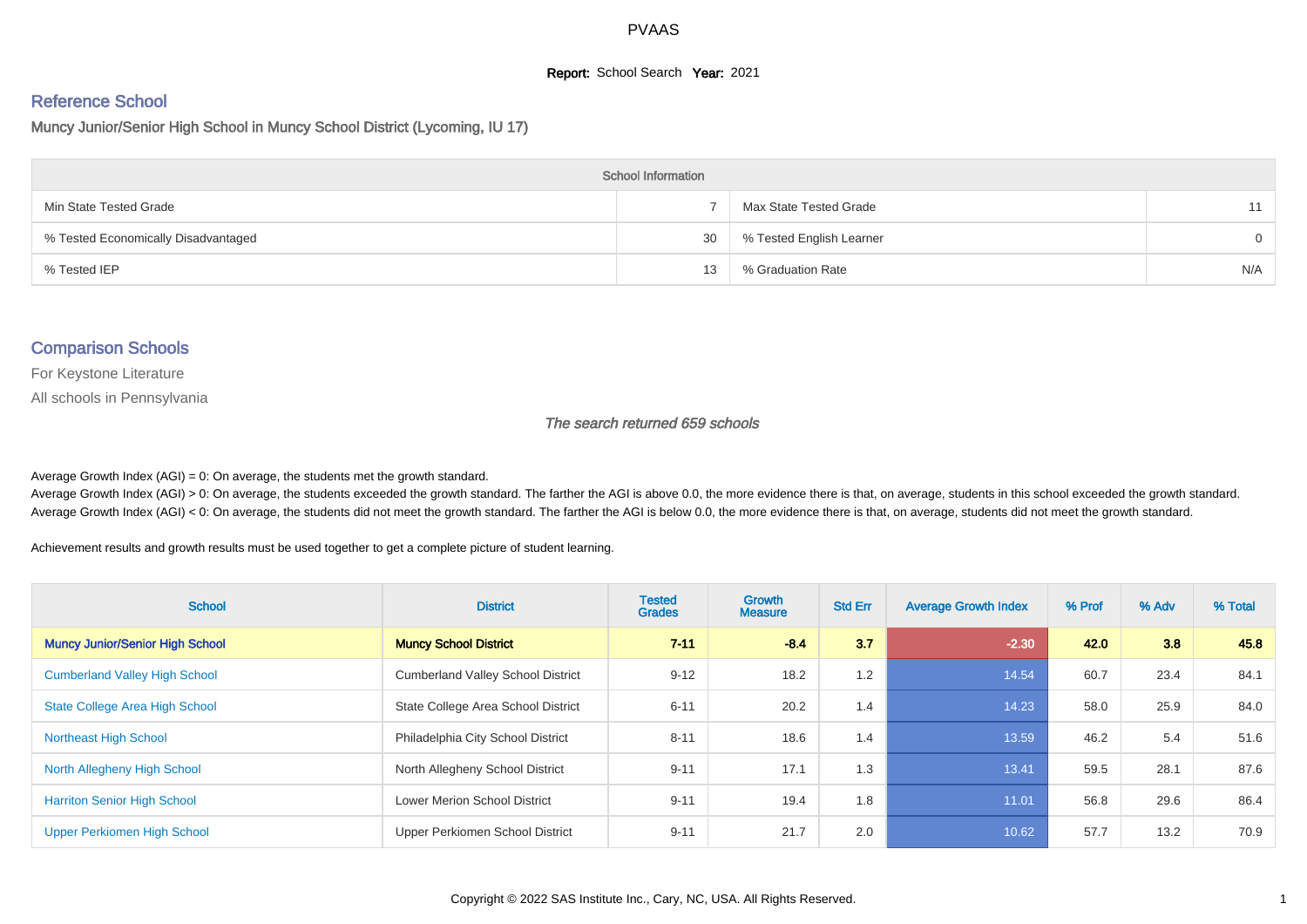PVAAS

**Report:** School Search **Year:** 2021

## Reference School

### Muncy Junior/Senior High School in Muncy School District (Lycoming, IU 17)

| School Information | | | |
|---|---|---|---|
| Min State Tested Grade | 7 | Max State Tested Grade | 11 |
| % Tested Economically Disadvantaged | 30 | % Tested English Learner | 0 |
| % Tested IEP | 13 | % Graduation Rate | N/A |

## Comparison Schools

For Keystone Literature

All schools in Pennsylvania

*The search returned 659 schools*

Average Growth Index (AGI) = 0: On average, the students met the growth standard.

Average Growth Index (AGI) > 0: On average, the students exceeded the growth standard. The farther the AGI is above 0.0, the more evidence there is that, on average, students in this school exceeded the growth standard.

Average Growth Index (AGI) < 0: On average, the students did not meet the growth standard. The farther the AGI is below 0.0, the more evidence there is that, on average, students did not meet the growth standard.

Achievement results and growth results must be used together to get a complete picture of student learning.

| School | District | Tested Grades | Growth Measure | Std Err | Average Growth Index | % Prof | % Adv | % Total |
|---|---|---|---|---|---|---|---|---|
| **Muncy Junior/Senior High School** | **Muncy School District** | **7-11** | **-8.4** | **3.7** | **-2.30** | **42.0** | **3.8** | **45.8** |
| Cumberland Valley High School | Cumberland Valley School District | 9-12 | 18.2 | 1.2 | 14.54 | 60.7 | 23.4 | 84.1 |
| State College Area High School | State College Area School District | 6-11 | 20.2 | 1.4 | 14.23 | 58.0 | 25.9 | 84.0 |
| Northeast High School | Philadelphia City School District | 8-11 | 18.6 | 1.4 | 13.59 | 46.2 | 5.4 | 51.6 |
| North Allegheny High School | North Allegheny School District | 9-11 | 17.1 | 1.3 | 13.41 | 59.5 | 28.1 | 87.6 |
| Harriton Senior High School | Lower Merion School District | 9-11 | 19.4 | 1.8 | 11.01 | 56.8 | 29.6 | 86.4 |
| Upper Perkiomen High School | Upper Perkiomen School District | 9-11 | 21.7 | 2.0 | 10.62 | 57.7 | 13.2 | 70.9 |

Copyright © 2022 SAS Institute Inc., Cary, NC, USA. All Rights Reserved.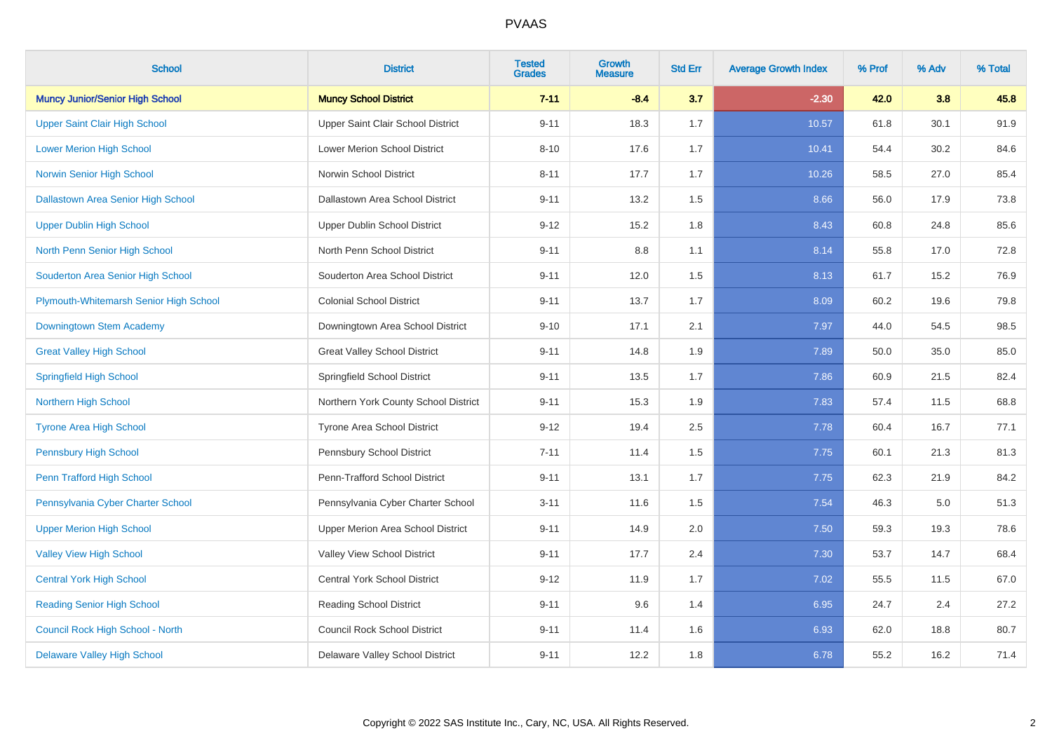# PVAAS

| School | District | Tested Grades | Growth Measure | Std Err | Average Growth Index | % Prof | % Adv | % Total |
|---|---|---|---|---|---|---|---|---|
| **Muncy Junior/Senior High School** | **Muncy School District** | **7-11** | **-8.4** | **3.7** | **-2.30** | **42.0** | **3.8** | **45.8** |
| Upper Saint Clair High School | Upper Saint Clair School District | 9-11 | 18.3 | 1.7 | 10.57 | 61.8 | 30.1 | 91.9 |
| Lower Merion High School | Lower Merion School District | 8-10 | 17.6 | 1.7 | 10.41 | 54.4 | 30.2 | 84.6 |
| Norwin Senior High School | Norwin School District | 8-11 | 17.7 | 1.7 | 10.26 | 58.5 | 27.0 | 85.4 |
| Dallastown Area Senior High School | Dallastown Area School District | 9-11 | 13.2 | 1.5 | 8.66 | 56.0 | 17.9 | 73.8 |
| Upper Dublin High School | Upper Dublin School District | 9-12 | 15.2 | 1.8 | 8.43 | 60.8 | 24.8 | 85.6 |
| North Penn Senior High School | North Penn School District | 9-11 | 8.8 | 1.1 | 8.14 | 55.8 | 17.0 | 72.8 |
| Souderton Area Senior High School | Souderton Area School District | 9-11 | 12.0 | 1.5 | 8.13 | 61.7 | 15.2 | 76.9 |
| Plymouth-Whitemarsh Senior High School | Colonial School District | 9-11 | 13.7 | 1.7 | 8.09 | 60.2 | 19.6 | 79.8 |
| Downingtown Stem Academy | Downingtown Area School District | 9-10 | 17.1 | 2.1 | 7.97 | 44.0 | 54.5 | 98.5 |
| Great Valley High School | Great Valley School District | 9-11 | 14.8 | 1.9 | 7.89 | 50.0 | 35.0 | 85.0 |
| Springfield High School | Springfield School District | 9-11 | 13.5 | 1.7 | 7.86 | 60.9 | 21.5 | 82.4 |
| Northern High School | Northern York County School District | 9-11 | 15.3 | 1.9 | 7.83 | 57.4 | 11.5 | 68.8 |
| Tyrone Area High School | Tyrone Area School District | 9-12 | 19.4 | 2.5 | 7.78 | 60.4 | 16.7 | 77.1 |
| Pennsbury High School | Pennsbury School District | 7-11 | 11.4 | 1.5 | 7.75 | 60.1 | 21.3 | 81.3 |
| Penn Trafford High School | Penn-Trafford School District | 9-11 | 13.1 | 1.7 | 7.75 | 62.3 | 21.9 | 84.2 |
| Pennsylvania Cyber Charter School | Pennsylvania Cyber Charter School | 3-11 | 11.6 | 1.5 | 7.54 | 46.3 | 5.0 | 51.3 |
| Upper Merion High School | Upper Merion Area School District | 9-11 | 14.9 | 2.0 | 7.50 | 59.3 | 19.3 | 78.6 |
| Valley View High School | Valley View School District | 9-11 | 17.7 | 2.4 | 7.30 | 53.7 | 14.7 | 68.4 |
| Central York High School | Central York School District | 9-12 | 11.9 | 1.7 | 7.02 | 55.5 | 11.5 | 67.0 |
| Reading Senior High School | Reading School District | 9-11 | 9.6 | 1.4 | 6.95 | 24.7 | 2.4 | 27.2 |
| Council Rock High School - North | Council Rock School District | 9-11 | 11.4 | 1.6 | 6.93 | 62.0 | 18.8 | 80.7 |
| Delaware Valley High School | Delaware Valley School District | 9-11 | 12.2 | 1.8 | 6.78 | 55.2 | 16.2 | 71.4 |

Copyright © 2022 SAS Institute Inc., Cary, NC, USA. All Rights Reserved.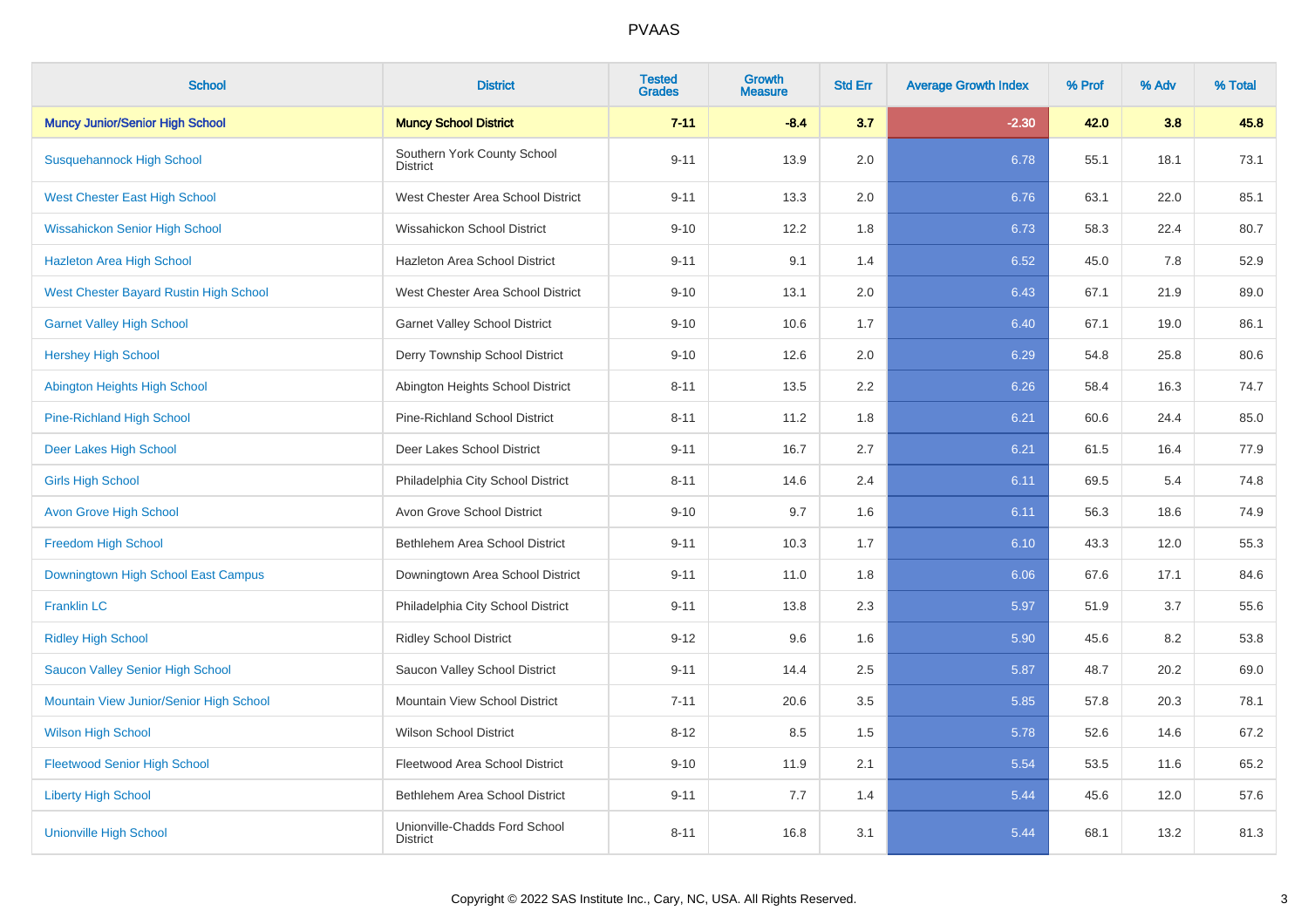| School | District | Tested Grades | Growth Measure | Std Err | Average Growth Index | % Prof | % Adv | % Total |
|---|---|---|---|---|---|---|---|---|
| **Muncy Junior/Senior High School** | **Muncy School District** | **7-11** | **-8.4** | **3.7** | **-2.30** | **42.0** | **3.8** | **45.8** |
| Susquehannock High School | Southern York County School District | 9-11 | 13.9 | 2.0 | 6.78 | 55.1 | 18.1 | 73.1 |
| West Chester East High School | West Chester Area School District | 9-11 | 13.3 | 2.0 | 6.76 | 63.1 | 22.0 | 85.1 |
| Wissahickon Senior High School | Wissahickon School District | 9-10 | 12.2 | 1.8 | 6.73 | 58.3 | 22.4 | 80.7 |
| Hazleton Area High School | Hazleton Area School District | 9-11 | 9.1 | 1.4 | 6.52 | 45.0 | 7.8 | 52.9 |
| West Chester Bayard Rustin High School | West Chester Area School District | 9-10 | 13.1 | 2.0 | 6.43 | 67.1 | 21.9 | 89.0 |
| Garnet Valley High School | Garnet Valley School District | 9-10 | 10.6 | 1.7 | 6.40 | 67.1 | 19.0 | 86.1 |
| Hershey High School | Derry Township School District | 9-10 | 12.6 | 2.0 | 6.29 | 54.8 | 25.8 | 80.6 |
| Abington Heights High School | Abington Heights School District | 8-11 | 13.5 | 2.2 | 6.26 | 58.4 | 16.3 | 74.7 |
| Pine-Richland High School | Pine-Richland School District | 8-11 | 11.2 | 1.8 | 6.21 | 60.6 | 24.4 | 85.0 |
| Deer Lakes High School | Deer Lakes School District | 9-11 | 16.7 | 2.7 | 6.21 | 61.5 | 16.4 | 77.9 |
| Girls High School | Philadelphia City School District | 8-11 | 14.6 | 2.4 | 6.11 | 69.5 | 5.4 | 74.8 |
| Avon Grove High School | Avon Grove School District | 9-10 | 9.7 | 1.6 | 6.11 | 56.3 | 18.6 | 74.9 |
| Freedom High School | Bethlehem Area School District | 9-11 | 10.3 | 1.7 | 6.10 | 43.3 | 12.0 | 55.3 |
| Downingtown High School East Campus | Downingtown Area School District | 9-11 | 11.0 | 1.8 | 6.06 | 67.6 | 17.1 | 84.6 |
| Franklin LC | Philadelphia City School District | 9-11 | 13.8 | 2.3 | 5.97 | 51.9 | 3.7 | 55.6 |
| Ridley High School | Ridley School District | 9-12 | 9.6 | 1.6 | 5.90 | 45.6 | 8.2 | 53.8 |
| Saucon Valley Senior High School | Saucon Valley School District | 9-11 | 14.4 | 2.5 | 5.87 | 48.7 | 20.2 | 69.0 |
| Mountain View Junior/Senior High School | Mountain View School District | 7-11 | 20.6 | 3.5 | 5.85 | 57.8 | 20.3 | 78.1 |
| Wilson High School | Wilson School District | 8-12 | 8.5 | 1.5 | 5.78 | 52.6 | 14.6 | 67.2 |
| Fleetwood Senior High School | Fleetwood Area School District | 9-10 | 11.9 | 2.1 | 5.54 | 53.5 | 11.6 | 65.2 |
| Liberty High School | Bethlehem Area School District | 9-11 | 7.7 | 1.4 | 5.44 | 45.6 | 12.0 | 57.6 |
| Unionville High School | Unionville-Chadds Ford School District | 8-11 | 16.8 | 3.1 | 5.44 | 68.1 | 13.2 | 81.3 |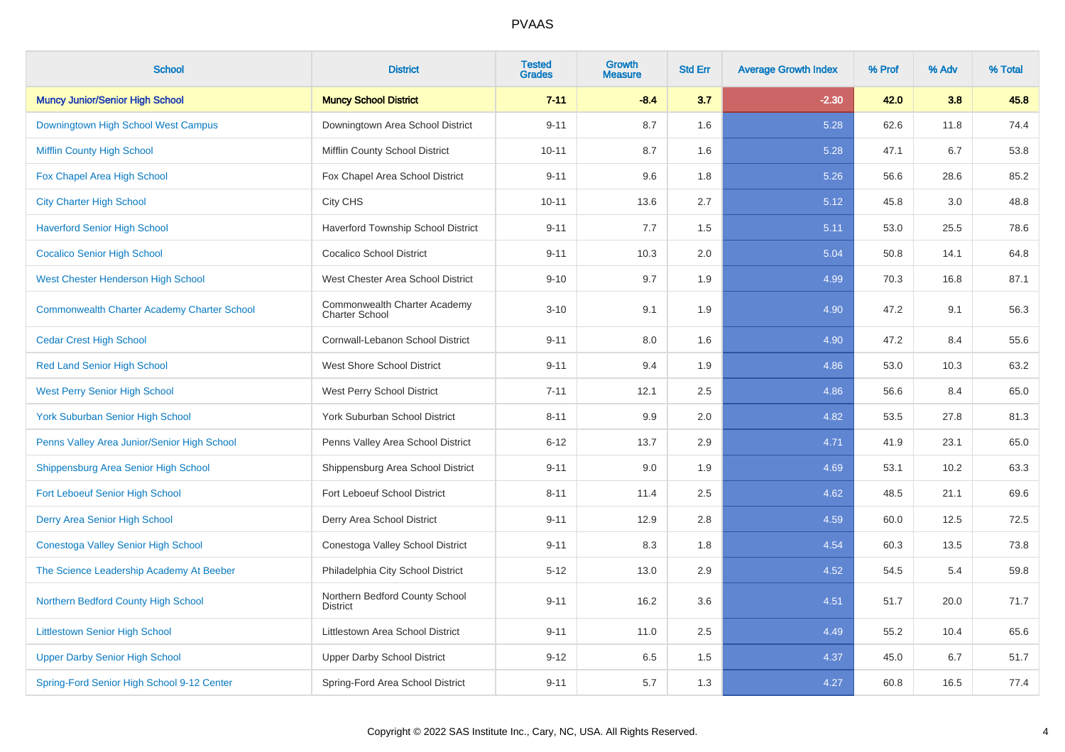| School | District | Tested Grades | Growth Measure | Std Err | Average Growth Index | % Prof | % Adv | % Total |
|---|---|---|---|---|---|---|---|---|
| **Muncy Junior/Senior High School** | **Muncy School District** | **7-11** | **-8.4** | **3.7** | **-2.30** | **42.0** | **3.8** | **45.8** |
| Downingtown High School West Campus | Downingtown Area School District | 9-11 | 8.7 | 1.6 | 5.28 | 62.6 | 11.8 | 74.4 |
| Mifflin County High School | Mifflin County School District | 10-11 | 8.7 | 1.6 | 5.28 | 47.1 | 6.7 | 53.8 |
| Fox Chapel Area High School | Fox Chapel Area School District | 9-11 | 9.6 | 1.8 | 5.26 | 56.6 | 28.6 | 85.2 |
| City Charter High School | City CHS | 10-11 | 13.6 | 2.7 | 5.12 | 45.8 | 3.0 | 48.8 |
| Haverford Senior High School | Haverford Township School District | 9-11 | 7.7 | 1.5 | 5.11 | 53.0 | 25.5 | 78.6 |
| Cocalico Senior High School | Cocalico School District | 9-11 | 10.3 | 2.0 | 5.04 | 50.8 | 14.1 | 64.8 |
| West Chester Henderson High School | West Chester Area School District | 9-10 | 9.7 | 1.9 | 4.99 | 70.3 | 16.8 | 87.1 |
| Commonwealth Charter Academy Charter School | Commonwealth Charter Academy Charter School | 3-10 | 9.1 | 1.9 | 4.90 | 47.2 | 9.1 | 56.3 |
| Cedar Crest High School | Cornwall-Lebanon School District | 9-11 | 8.0 | 1.6 | 4.90 | 47.2 | 8.4 | 55.6 |
| Red Land Senior High School | West Shore School District | 9-11 | 9.4 | 1.9 | 4.86 | 53.0 | 10.3 | 63.2 |
| West Perry Senior High School | West Perry School District | 7-11 | 12.1 | 2.5 | 4.86 | 56.6 | 8.4 | 65.0 |
| York Suburban Senior High School | York Suburban School District | 8-11 | 9.9 | 2.0 | 4.82 | 53.5 | 27.8 | 81.3 |
| Penns Valley Area Junior/Senior High School | Penns Valley Area School District | 6-12 | 13.7 | 2.9 | 4.71 | 41.9 | 23.1 | 65.0 |
| Shippensburg Area Senior High School | Shippensburg Area School District | 9-11 | 9.0 | 1.9 | 4.69 | 53.1 | 10.2 | 63.3 |
| Fort Leboeuf Senior High School | Fort Leboeuf School District | 8-11 | 11.4 | 2.5 | 4.62 | 48.5 | 21.1 | 69.6 |
| Derry Area Senior High School | Derry Area School District | 9-11 | 12.9 | 2.8 | 4.59 | 60.0 | 12.5 | 72.5 |
| Conestoga Valley Senior High School | Conestoga Valley School District | 9-11 | 8.3 | 1.8 | 4.54 | 60.3 | 13.5 | 73.8 |
| The Science Leadership Academy At Beeber | Philadelphia City School District | 5-12 | 13.0 | 2.9 | 4.52 | 54.5 | 5.4 | 59.8 |
| Northern Bedford County High School | Northern Bedford County School District | 9-11 | 16.2 | 3.6 | 4.51 | 51.7 | 20.0 | 71.7 |
| Littlestown Senior High School | Littlestown Area School District | 9-11 | 11.0 | 2.5 | 4.49 | 55.2 | 10.4 | 65.6 |
| Upper Darby Senior High School | Upper Darby School District | 9-12 | 6.5 | 1.5 | 4.37 | 45.0 | 6.7 | 51.7 |
| Spring-Ford Senior High School 9-12 Center | Spring-Ford Area School District | 9-11 | 5.7 | 1.3 | 4.27 | 60.8 | 16.5 | 77.4 |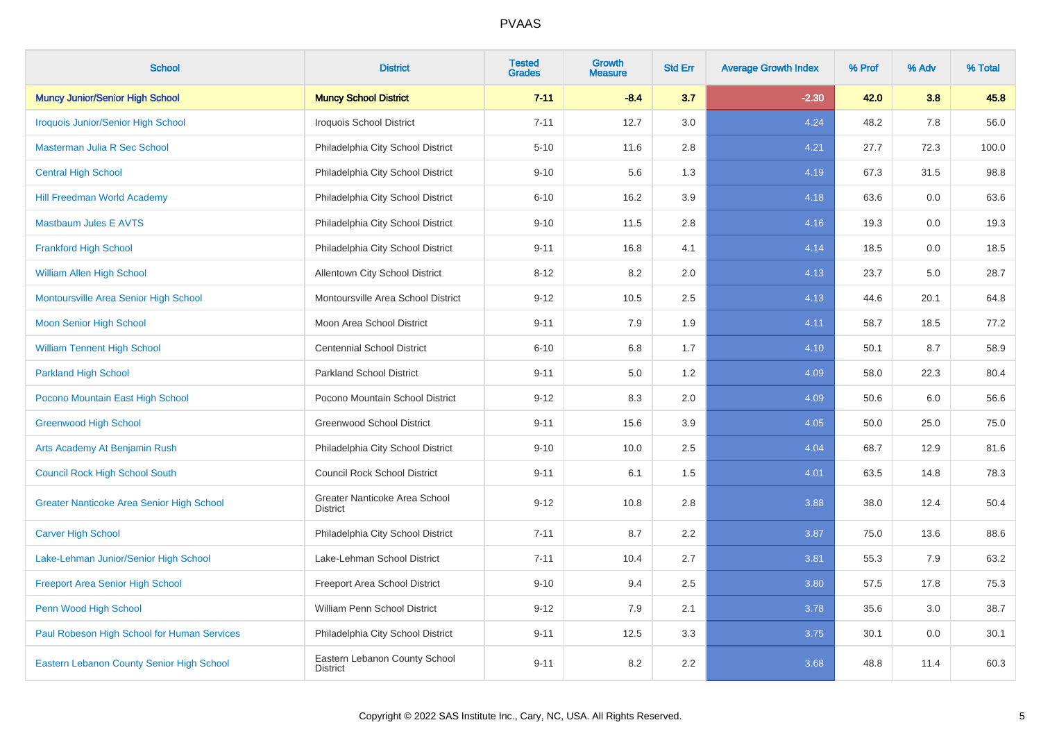# PVAAS

| School | District | Tested Grades | Growth Measure | Std Err | Average Growth Index | % Prof | % Adv | % Total |
|---|---|---|---|---|---|---|---|---|
| **Muncy Junior/Senior High School** | **Muncy School District** | **7-11** | **-8.4** | **3.7** | **-2.30** | **42.0** | **3.8** | **45.8** |
| Iroquois Junior/Senior High School | Iroquois School District | 7-11 | 12.7 | 3.0 | 4.24 | 48.2 | 7.8 | 56.0 |
| Masterman Julia R Sec School | Philadelphia City School District | 5-10 | 11.6 | 2.8 | 4.21 | 27.7 | 72.3 | 100.0 |
| Central High School | Philadelphia City School District | 9-10 | 5.6 | 1.3 | 4.19 | 67.3 | 31.5 | 98.8 |
| Hill Freedman World Academy | Philadelphia City School District | 6-10 | 16.2 | 3.9 | 4.18 | 63.6 | 0.0 | 63.6 |
| Mastbaum Jules E AVTS | Philadelphia City School District | 9-10 | 11.5 | 2.8 | 4.16 | 19.3 | 0.0 | 19.3 |
| Frankford High School | Philadelphia City School District | 9-11 | 16.8 | 4.1 | 4.14 | 18.5 | 0.0 | 18.5 |
| William Allen High School | Allentown City School District | 8-12 | 8.2 | 2.0 | 4.13 | 23.7 | 5.0 | 28.7 |
| Montoursville Area Senior High School | Montoursville Area School District | 9-12 | 10.5 | 2.5 | 4.13 | 44.6 | 20.1 | 64.8 |
| Moon Senior High School | Moon Area School District | 9-11 | 7.9 | 1.9 | 4.11 | 58.7 | 18.5 | 77.2 |
| William Tennent High School | Centennial School District | 6-10 | 6.8 | 1.7 | 4.10 | 50.1 | 8.7 | 58.9 |
| Parkland High School | Parkland School District | 9-11 | 5.0 | 1.2 | 4.09 | 58.0 | 22.3 | 80.4 |
| Pocono Mountain East High School | Pocono Mountain School District | 9-12 | 8.3 | 2.0 | 4.09 | 50.6 | 6.0 | 56.6 |
| Greenwood High School | Greenwood School District | 9-11 | 15.6 | 3.9 | 4.05 | 50.0 | 25.0 | 75.0 |
| Arts Academy At Benjamin Rush | Philadelphia City School District | 9-10 | 10.0 | 2.5 | 4.04 | 68.7 | 12.9 | 81.6 |
| Council Rock High School South | Council Rock School District | 9-11 | 6.1 | 1.5 | 4.01 | 63.5 | 14.8 | 78.3 |
| Greater Nanticoke Area Senior High School | Greater Nanticoke Area School District | 9-12 | 10.8 | 2.8 | 3.88 | 38.0 | 12.4 | 50.4 |
| Carver High School | Philadelphia City School District | 7-11 | 8.7 | 2.2 | 3.87 | 75.0 | 13.6 | 88.6 |
| Lake-Lehman Junior/Senior High School | Lake-Lehman School District | 7-11 | 10.4 | 2.7 | 3.81 | 55.3 | 7.9 | 63.2 |
| Freeport Area Senior High School | Freeport Area School District | 9-10 | 9.4 | 2.5 | 3.80 | 57.5 | 17.8 | 75.3 |
| Penn Wood High School | William Penn School District | 9-12 | 7.9 | 2.1 | 3.78 | 35.6 | 3.0 | 38.7 |
| Paul Robeson High School for Human Services | Philadelphia City School District | 9-11 | 12.5 | 3.3 | 3.75 | 30.1 | 0.0 | 30.1 |
| Eastern Lebanon County Senior High School | Eastern Lebanon County School District | 9-11 | 8.2 | 2.2 | 3.68 | 48.8 | 11.4 | 60.3 |

Copyright © 2022 SAS Institute Inc., Cary, NC, USA. All Rights Reserved.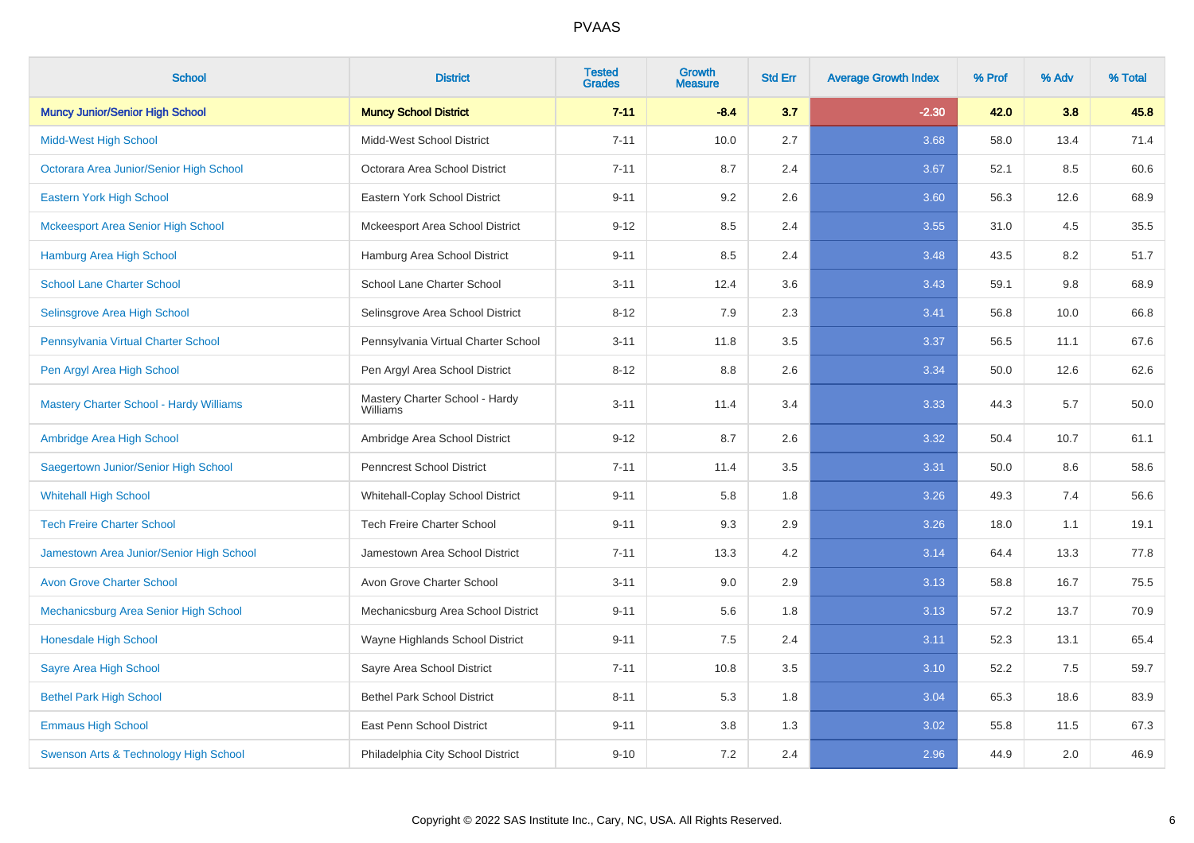| School | District | Tested Grades | Growth Measure | Std Err | Average Growth Index | % Prof | % Adv | % Total |
|---|---|---|---|---|---|---|---|---|
| **Muncy Junior/Senior High School** | **Muncy School District** | **7-11** | **-8.4** | **3.7** | **-2.30** | **42.0** | **3.8** | **45.8** |
| Midd-West High School | Midd-West School District | 7-11 | 10.0 | 2.7 | 3.68 | 58.0 | 13.4 | 71.4 |
| Octorara Area Junior/Senior High School | Octorara Area School District | 7-11 | 8.7 | 2.4 | 3.67 | 52.1 | 8.5 | 60.6 |
| Eastern York High School | Eastern York School District | 9-11 | 9.2 | 2.6 | 3.60 | 56.3 | 12.6 | 68.9 |
| Mckeesport Area Senior High School | Mckeesport Area School District | 9-12 | 8.5 | 2.4 | 3.55 | 31.0 | 4.5 | 35.5 |
| Hamburg Area High School | Hamburg Area School District | 9-11 | 8.5 | 2.4 | 3.48 | 43.5 | 8.2 | 51.7 |
| School Lane Charter School | School Lane Charter School | 3-11 | 12.4 | 3.6 | 3.43 | 59.1 | 9.8 | 68.9 |
| Selinsgrove Area High School | Selinsgrove Area School District | 8-12 | 7.9 | 2.3 | 3.41 | 56.8 | 10.0 | 66.8 |
| Pennsylvania Virtual Charter School | Pennsylvania Virtual Charter School | 3-11 | 11.8 | 3.5 | 3.37 | 56.5 | 11.1 | 67.6 |
| Pen Argyl Area High School | Pen Argyl Area School District | 8-12 | 8.8 | 2.6 | 3.34 | 50.0 | 12.6 | 62.6 |
| Mastery Charter School - Hardy Williams | Mastery Charter School - Hardy Williams | 3-11 | 11.4 | 3.4 | 3.33 | 44.3 | 5.7 | 50.0 |
| Ambridge Area High School | Ambridge Area School District | 9-12 | 8.7 | 2.6 | 3.32 | 50.4 | 10.7 | 61.1 |
| Saegertown Junior/Senior High School | Penncrest School District | 7-11 | 11.4 | 3.5 | 3.31 | 50.0 | 8.6 | 58.6 |
| Whitehall High School | Whitehall-Coplay School District | 9-11 | 5.8 | 1.8 | 3.26 | 49.3 | 7.4 | 56.6 |
| Tech Freire Charter School | Tech Freire Charter School | 9-11 | 9.3 | 2.9 | 3.26 | 18.0 | 1.1 | 19.1 |
| Jamestown Area Junior/Senior High School | Jamestown Area School District | 7-11 | 13.3 | 4.2 | 3.14 | 64.4 | 13.3 | 77.8 |
| Avon Grove Charter School | Avon Grove Charter School | 3-11 | 9.0 | 2.9 | 3.13 | 58.8 | 16.7 | 75.5 |
| Mechanicsburg Area Senior High School | Mechanicsburg Area School District | 9-11 | 5.6 | 1.8 | 3.13 | 57.2 | 13.7 | 70.9 |
| Honesdale High School | Wayne Highlands School District | 9-11 | 7.5 | 2.4 | 3.11 | 52.3 | 13.1 | 65.4 |
| Sayre Area High School | Sayre Area School District | 7-11 | 10.8 | 3.5 | 3.10 | 52.2 | 7.5 | 59.7 |
| Bethel Park High School | Bethel Park School District | 8-11 | 5.3 | 1.8 | 3.04 | 65.3 | 18.6 | 83.9 |
| Emmaus High School | East Penn School District | 9-11 | 3.8 | 1.3 | 3.02 | 55.8 | 11.5 | 67.3 |
| Swenson Arts & Technology High School | Philadelphia City School District | 9-10 | 7.2 | 2.4 | 2.96 | 44.9 | 2.0 | 46.9 |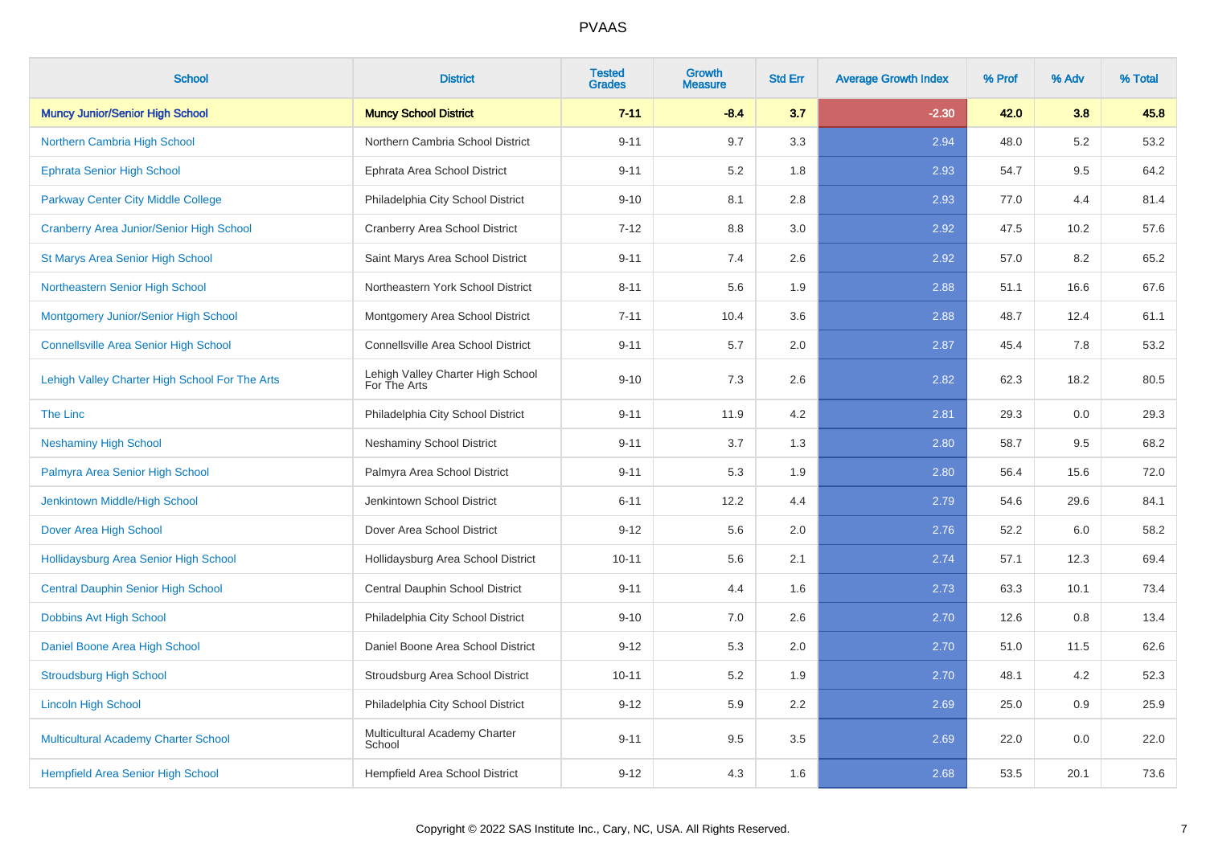# PVAAS

| School | District | Tested Grades | Growth Measure | Std Err | Average Growth Index | % Prof | % Adv | % Total |
|---|---|---|---|---|---|---|---|---|
| **Muncy Junior/Senior High School** | **Muncy School District** | **7-11** | **-8.4** | **3.7** | **-2.30** | **42.0** | **3.8** | **45.8** |
| Northern Cambria High School | Northern Cambria School District | 9-11 | 9.7 | 3.3 | 2.94 | 48.0 | 5.2 | 53.2 |
| Ephrata Senior High School | Ephrata Area School District | 9-11 | 5.2 | 1.8 | 2.93 | 54.7 | 9.5 | 64.2 |
| Parkway Center City Middle College | Philadelphia City School District | 9-10 | 8.1 | 2.8 | 2.93 | 77.0 | 4.4 | 81.4 |
| Cranberry Area Junior/Senior High School | Cranberry Area School District | 7-12 | 8.8 | 3.0 | 2.92 | 47.5 | 10.2 | 57.6 |
| St Marys Area Senior High School | Saint Marys Area School District | 9-11 | 7.4 | 2.6 | 2.92 | 57.0 | 8.2 | 65.2 |
| Northeastern Senior High School | Northeastern York School District | 8-11 | 5.6 | 1.9 | 2.88 | 51.1 | 16.6 | 67.6 |
| Montgomery Junior/Senior High School | Montgomery Area School District | 7-11 | 10.4 | 3.6 | 2.88 | 48.7 | 12.4 | 61.1 |
| Connellsville Area Senior High School | Connellsville Area School District | 9-11 | 5.7 | 2.0 | 2.87 | 45.4 | 7.8 | 53.2 |
| Lehigh Valley Charter High School For The Arts | Lehigh Valley Charter High School For The Arts | 9-10 | 7.3 | 2.6 | 2.82 | 62.3 | 18.2 | 80.5 |
| The Linc | Philadelphia City School District | 9-11 | 11.9 | 4.2 | 2.81 | 29.3 | 0.0 | 29.3 |
| Neshaminy High School | Neshaminy School District | 9-11 | 3.7 | 1.3 | 2.80 | 58.7 | 9.5 | 68.2 |
| Palmyra Area Senior High School | Palmyra Area School District | 9-11 | 5.3 | 1.9 | 2.80 | 56.4 | 15.6 | 72.0 |
| Jenkintown Middle/High School | Jenkintown School District | 6-11 | 12.2 | 4.4 | 2.79 | 54.6 | 29.6 | 84.1 |
| Dover Area High School | Dover Area School District | 9-12 | 5.6 | 2.0 | 2.76 | 52.2 | 6.0 | 58.2 |
| Hollidaysburg Area Senior High School | Hollidaysburg Area School District | 10-11 | 5.6 | 2.1 | 2.74 | 57.1 | 12.3 | 69.4 |
| Central Dauphin Senior High School | Central Dauphin School District | 9-11 | 4.4 | 1.6 | 2.73 | 63.3 | 10.1 | 73.4 |
| Dobbins Avt High School | Philadelphia City School District | 9-10 | 7.0 | 2.6 | 2.70 | 12.6 | 0.8 | 13.4 |
| Daniel Boone Area High School | Daniel Boone Area School District | 9-12 | 5.3 | 2.0 | 2.70 | 51.0 | 11.5 | 62.6 |
| Stroudsburg High School | Stroudsburg Area School District | 10-11 | 5.2 | 1.9 | 2.70 | 48.1 | 4.2 | 52.3 |
| Lincoln High School | Philadelphia City School District | 9-12 | 5.9 | 2.2 | 2.69 | 25.0 | 0.9 | 25.9 |
| Multicultural Academy Charter School | Multicultural Academy Charter School | 9-11 | 9.5 | 3.5 | 2.69 | 22.0 | 0.0 | 22.0 |
| Hempfield Area Senior High School | Hempfield Area School District | 9-12 | 4.3 | 1.6 | 2.68 | 53.5 | 20.1 | 73.6 |

Copyright © 2022 SAS Institute Inc., Cary, NC, USA. All Rights Reserved.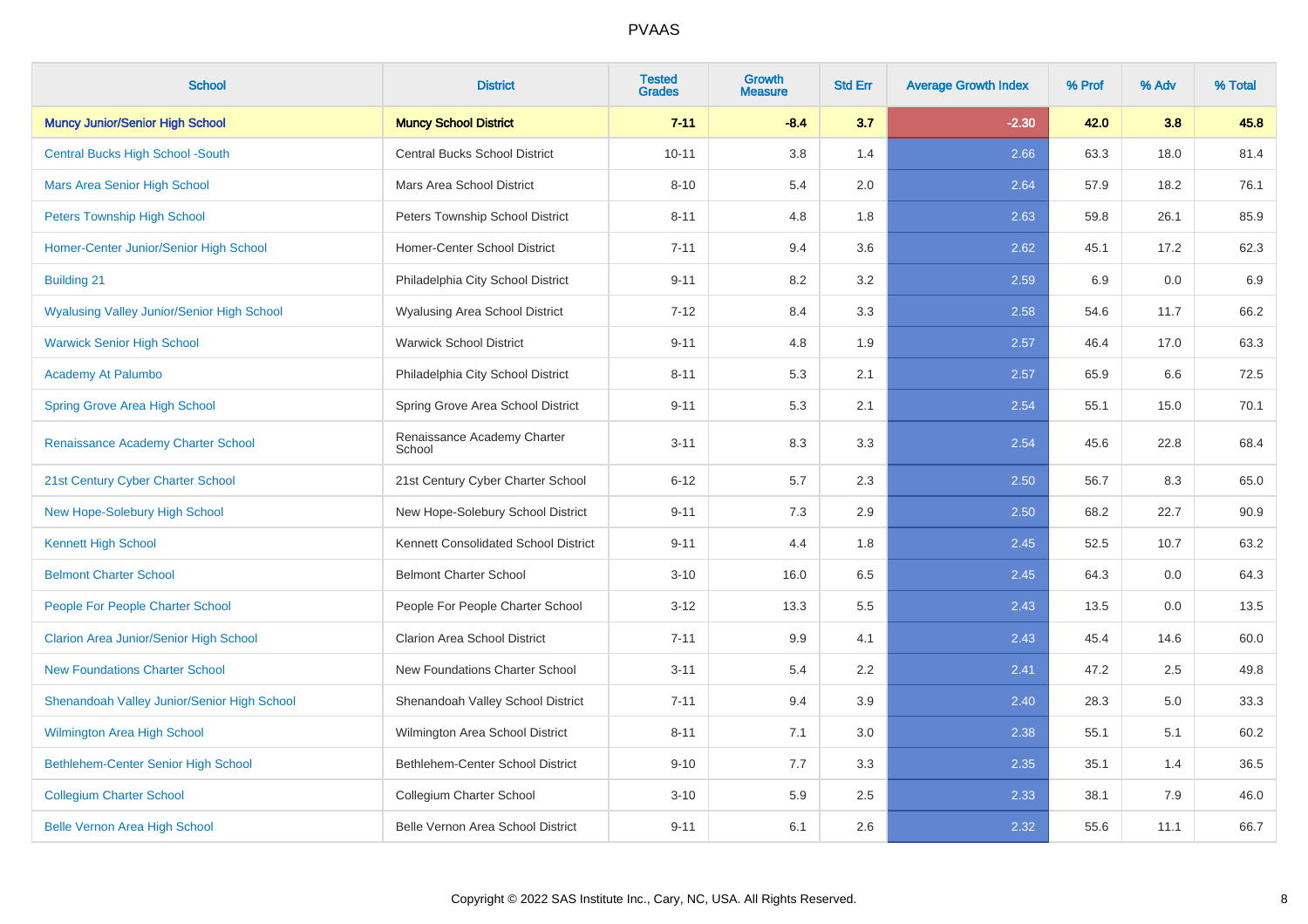# PVAAS

| School | District | Tested Grades | Growth Measure | Std Err | Average Growth Index | % Prof | % Adv | % Total |
|---|---|---|---|---|---|---|---|---|
| **Muncy Junior/Senior High School** | **Muncy School District** | **7-11** | **-8.4** | **3.7** | **-2.30** | **42.0** | **3.8** | **45.8** |
| Central Bucks High School -South | Central Bucks School District | 10-11 | 3.8 | 1.4 | 2.66 | 63.3 | 18.0 | 81.4 |
| Mars Area Senior High School | Mars Area School District | 8-10 | 5.4 | 2.0 | 2.64 | 57.9 | 18.2 | 76.1 |
| Peters Township High School | Peters Township School District | 8-11 | 4.8 | 1.8 | 2.63 | 59.8 | 26.1 | 85.9 |
| Homer-Center Junior/Senior High School | Homer-Center School District | 7-11 | 9.4 | 3.6 | 2.62 | 45.1 | 17.2 | 62.3 |
| Building 21 | Philadelphia City School District | 9-11 | 8.2 | 3.2 | 2.59 | 6.9 | 0.0 | 6.9 |
| Wyalusing Valley Junior/Senior High School | Wyalusing Area School District | 7-12 | 8.4 | 3.3 | 2.58 | 54.6 | 11.7 | 66.2 |
| Warwick Senior High School | Warwick School District | 9-11 | 4.8 | 1.9 | 2.57 | 46.4 | 17.0 | 63.3 |
| Academy At Palumbo | Philadelphia City School District | 8-11 | 5.3 | 2.1 | 2.57 | 65.9 | 6.6 | 72.5 |
| Spring Grove Area High School | Spring Grove Area School District | 9-11 | 5.3 | 2.1 | 2.54 | 55.1 | 15.0 | 70.1 |
| Renaissance Academy Charter School | Renaissance Academy Charter School | 3-11 | 8.3 | 3.3 | 2.54 | 45.6 | 22.8 | 68.4 |
| 21st Century Cyber Charter School | 21st Century Cyber Charter School | 6-12 | 5.7 | 2.3 | 2.50 | 56.7 | 8.3 | 65.0 |
| New Hope-Solebury High School | New Hope-Solebury School District | 9-11 | 7.3 | 2.9 | 2.50 | 68.2 | 22.7 | 90.9 |
| Kennett High School | Kennett Consolidated School District | 9-11 | 4.4 | 1.8 | 2.45 | 52.5 | 10.7 | 63.2 |
| Belmont Charter School | Belmont Charter School | 3-10 | 16.0 | 6.5 | 2.45 | 64.3 | 0.0 | 64.3 |
| People For People Charter School | People For People Charter School | 3-12 | 13.3 | 5.5 | 2.43 | 13.5 | 0.0 | 13.5 |
| Clarion Area Junior/Senior High School | Clarion Area School District | 7-11 | 9.9 | 4.1 | 2.43 | 45.4 | 14.6 | 60.0 |
| New Foundations Charter School | New Foundations Charter School | 3-11 | 5.4 | 2.2 | 2.41 | 47.2 | 2.5 | 49.8 |
| Shenandoah Valley Junior/Senior High School | Shenandoah Valley School District | 7-11 | 9.4 | 3.9 | 2.40 | 28.3 | 5.0 | 33.3 |
| Wilmington Area High School | Wilmington Area School District | 8-11 | 7.1 | 3.0 | 2.38 | 55.1 | 5.1 | 60.2 |
| Bethlehem-Center Senior High School | Bethlehem-Center School District | 9-10 | 7.7 | 3.3 | 2.35 | 35.1 | 1.4 | 36.5 |
| Collegium Charter School | Collegium Charter School | 3-10 | 5.9 | 2.5 | 2.33 | 38.1 | 7.9 | 46.0 |
| Belle Vernon Area High School | Belle Vernon Area School District | 9-11 | 6.1 | 2.6 | 2.32 | 55.6 | 11.1 | 66.7 |

Copyright © 2022 SAS Institute Inc., Cary, NC, USA. All Rights Reserved.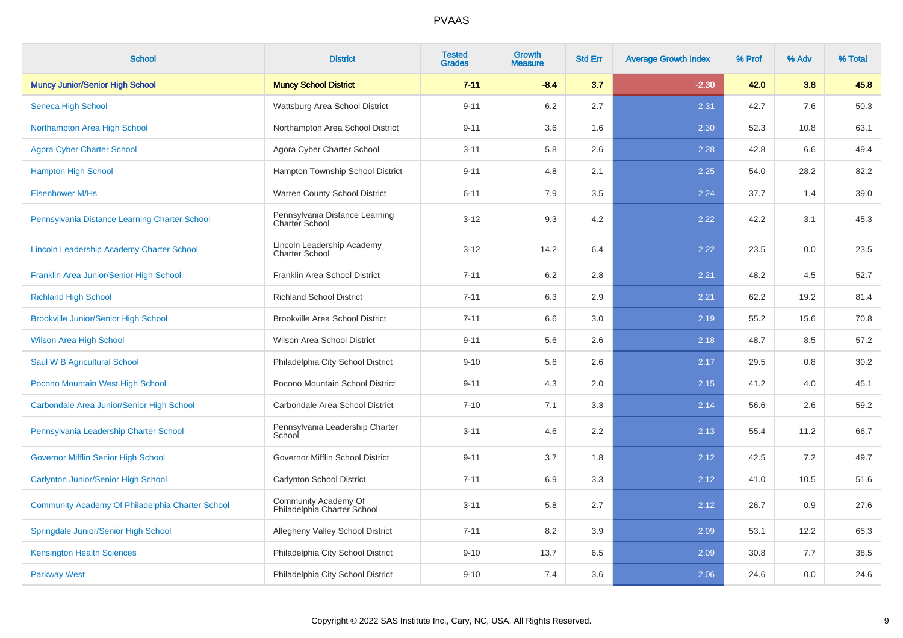# PVAAS

| School | District | Tested Grades | Growth Measure | Std Err | Average Growth Index | % Prof | % Adv | % Total |
|---|---|---|---|---|---|---|---|---|
| **Muncy Junior/Senior High School** | **Muncy School District** | **7-11** | **-8.4** | **3.7** | **-2.30** | **42.0** | **3.8** | **45.8** |
| Seneca High School | Wattsburg Area School District | 9-11 | 6.2 | 2.7 | 2.31 | 42.7 | 7.6 | 50.3 |
| Northampton Area High School | Northampton Area School District | 9-11 | 3.6 | 1.6 | 2.30 | 52.3 | 10.8 | 63.1 |
| Agora Cyber Charter School | Agora Cyber Charter School | 3-11 | 5.8 | 2.6 | 2.28 | 42.8 | 6.6 | 49.4 |
| Hampton High School | Hampton Township School District | 9-11 | 4.8 | 2.1 | 2.25 | 54.0 | 28.2 | 82.2 |
| Eisenhower M/Hs | Warren County School District | 6-11 | 7.9 | 3.5 | 2.24 | 37.7 | 1.4 | 39.0 |
| Pennsylvania Distance Learning Charter School | Pennsylvania Distance Learning Charter School | 3-12 | 9.3 | 4.2 | 2.22 | 42.2 | 3.1 | 45.3 |
| Lincoln Leadership Academy Charter School | Lincoln Leadership Academy Charter School | 3-12 | 14.2 | 6.4 | 2.22 | 23.5 | 0.0 | 23.5 |
| Franklin Area Junior/Senior High School | Franklin Area School District | 7-11 | 6.2 | 2.8 | 2.21 | 48.2 | 4.5 | 52.7 |
| Richland High School | Richland School District | 7-11 | 6.3 | 2.9 | 2.21 | 62.2 | 19.2 | 81.4 |
| Brookville Junior/Senior High School | Brookville Area School District | 7-11 | 6.6 | 3.0 | 2.19 | 55.2 | 15.6 | 70.8 |
| Wilson Area High School | Wilson Area School District | 9-11 | 5.6 | 2.6 | 2.18 | 48.7 | 8.5 | 57.2 |
| Saul W B Agricultural School | Philadelphia City School District | 9-10 | 5.6 | 2.6 | 2.17 | 29.5 | 0.8 | 30.2 |
| Pocono Mountain West High School | Pocono Mountain School District | 9-11 | 4.3 | 2.0 | 2.15 | 41.2 | 4.0 | 45.1 |
| Carbondale Area Junior/Senior High School | Carbondale Area School District | 7-10 | 7.1 | 3.3 | 2.14 | 56.6 | 2.6 | 59.2 |
| Pennsylvania Leadership Charter School | Pennsylvania Leadership Charter School | 3-11 | 4.6 | 2.2 | 2.13 | 55.4 | 11.2 | 66.7 |
| Governor Mifflin Senior High School | Governor Mifflin School District | 9-11 | 3.7 | 1.8 | 2.12 | 42.5 | 7.2 | 49.7 |
| Carlynton Junior/Senior High School | Carlynton School District | 7-11 | 6.9 | 3.3 | 2.12 | 41.0 | 10.5 | 51.6 |
| Community Academy Of Philadelphia Charter School | Community Academy Of Philadelphia Charter School | 3-11 | 5.8 | 2.7 | 2.12 | 26.7 | 0.9 | 27.6 |
| Springdale Junior/Senior High School | Allegheny Valley School District | 7-11 | 8.2 | 3.9 | 2.09 | 53.1 | 12.2 | 65.3 |
| Kensington Health Sciences | Philadelphia City School District | 9-10 | 13.7 | 6.5 | 2.09 | 30.8 | 7.7 | 38.5 |
| Parkway West | Philadelphia City School District | 9-10 | 7.4 | 3.6 | 2.06 | 24.6 | 0.0 | 24.6 |

Copyright © 2022 SAS Institute Inc., Cary, NC, USA. All Rights Reserved.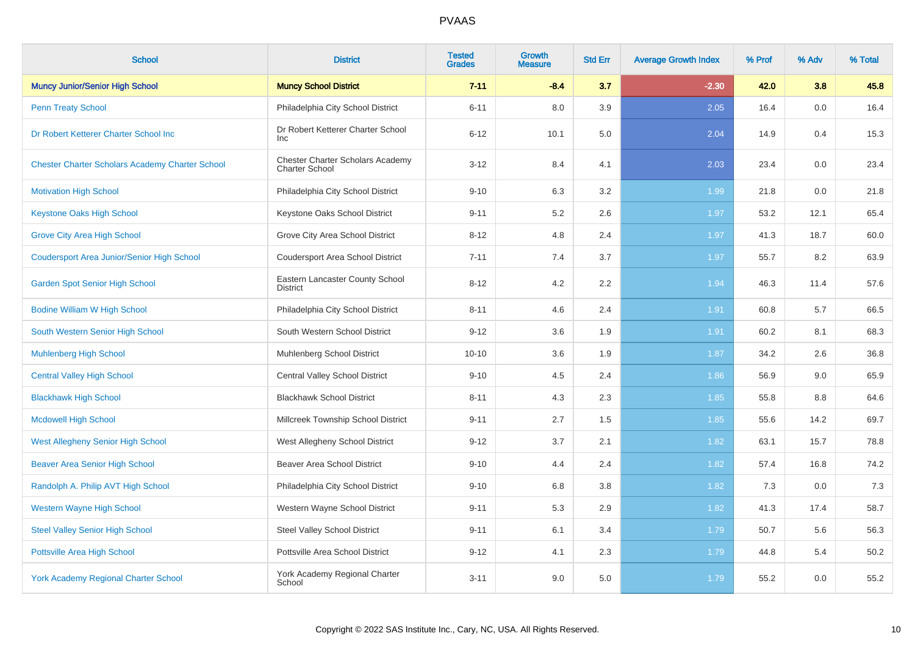| School | District | Tested Grades | Growth Measure | Std Err | Average Growth Index | % Prof | % Adv | % Total |
|---|---|---|---|---|---|---|---|---|
| **Muncy Junior/Senior High School** | **Muncy School District** | **7-11** | **-8.4** | **3.7** | **-2.30** | **42.0** | **3.8** | **45.8** |
| Penn Treaty School | Philadelphia City School District | 6-11 | 8.0 | 3.9 | 2.05 | 16.4 | 0.0 | 16.4 |
| Dr Robert Ketterer Charter School Inc | Dr Robert Ketterer Charter School Inc | 6-12 | 10.1 | 5.0 | 2.04 | 14.9 | 0.4 | 15.3 |
| Chester Charter Scholars Academy Charter School | Chester Charter Scholars Academy Charter School | 3-12 | 8.4 | 4.1 | 2.03 | 23.4 | 0.0 | 23.4 |
| Motivation High School | Philadelphia City School District | 9-10 | 6.3 | 3.2 | 1.99 | 21.8 | 0.0 | 21.8 |
| Keystone Oaks High School | Keystone Oaks School District | 9-11 | 5.2 | 2.6 | 1.97 | 53.2 | 12.1 | 65.4 |
| Grove City Area High School | Grove City Area School District | 8-12 | 4.8 | 2.4 | 1.97 | 41.3 | 18.7 | 60.0 |
| Coudersport Area Junior/Senior High School | Coudersport Area School District | 7-11 | 7.4 | 3.7 | 1.97 | 55.7 | 8.2 | 63.9 |
| Garden Spot Senior High School | Eastern Lancaster County School District | 8-12 | 4.2 | 2.2 | 1.94 | 46.3 | 11.4 | 57.6 |
| Bodine William W High School | Philadelphia City School District | 8-11 | 4.6 | 2.4 | 1.91 | 60.8 | 5.7 | 66.5 |
| South Western Senior High School | South Western School District | 9-12 | 3.6 | 1.9 | 1.91 | 60.2 | 8.1 | 68.3 |
| Muhlenberg High School | Muhlenberg School District | 10-10 | 3.6 | 1.9 | 1.87 | 34.2 | 2.6 | 36.8 |
| Central Valley High School | Central Valley School District | 9-10 | 4.5 | 2.4 | 1.86 | 56.9 | 9.0 | 65.9 |
| Blackhawk High School | Blackhawk School District | 8-11 | 4.3 | 2.3 | 1.85 | 55.8 | 8.8 | 64.6 |
| Mcdowell High School | Millcreek Township School District | 9-11 | 2.7 | 1.5 | 1.85 | 55.6 | 14.2 | 69.7 |
| West Allegheny Senior High School | West Allegheny School District | 9-12 | 3.7 | 2.1 | 1.82 | 63.1 | 15.7 | 78.8 |
| Beaver Area Senior High School | Beaver Area School District | 9-10 | 4.4 | 2.4 | 1.82 | 57.4 | 16.8 | 74.2 |
| Randolph A. Philip AVT High School | Philadelphia City School District | 9-10 | 6.8 | 3.8 | 1.82 | 7.3 | 0.0 | 7.3 |
| Western Wayne High School | Western Wayne School District | 9-11 | 5.3 | 2.9 | 1.82 | 41.3 | 17.4 | 58.7 |
| Steel Valley Senior High School | Steel Valley School District | 9-11 | 6.1 | 3.4 | 1.79 | 50.7 | 5.6 | 56.3 |
| Pottsville Area High School | Pottsville Area School District | 9-12 | 4.1 | 2.3 | 1.79 | 44.8 | 5.4 | 50.2 |
| York Academy Regional Charter School | York Academy Regional Charter School | 3-11 | 9.0 | 5.0 | 1.79 | 55.2 | 0.0 | 55.2 |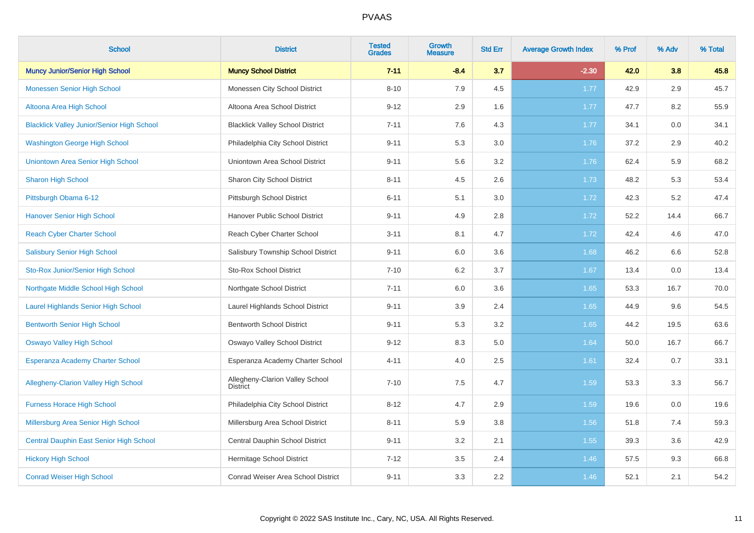# PVAAS

| School | District | Tested Grades | Growth Measure | Std Err | Average Growth Index | % Prof | % Adv | % Total |
|---|---|---|---|---|---|---|---|---|
| **Muncy Junior/Senior High School** | **Muncy School District** | **7-11** | **-8.4** | **3.7** | **-2.30** | **42.0** | **3.8** | **45.8** |
| Monessen Senior High School | Monessen City School District | 8-10 | 7.9 | 4.5 | 1.77 | 42.9 | 2.9 | 45.7 |
| Altoona Area High School | Altoona Area School District | 9-12 | 2.9 | 1.6 | 1.77 | 47.7 | 8.2 | 55.9 |
| Blacklick Valley Junior/Senior High School | Blacklick Valley School District | 7-11 | 7.6 | 4.3 | 1.77 | 34.1 | 0.0 | 34.1 |
| Washington George High School | Philadelphia City School District | 9-11 | 5.3 | 3.0 | 1.76 | 37.2 | 2.9 | 40.2 |
| Uniontown Area Senior High School | Uniontown Area School District | 9-11 | 5.6 | 3.2 | 1.76 | 62.4 | 5.9 | 68.2 |
| Sharon High School | Sharon City School District | 8-11 | 4.5 | 2.6 | 1.73 | 48.2 | 5.3 | 53.4 |
| Pittsburgh Obama 6-12 | Pittsburgh School District | 6-11 | 5.1 | 3.0 | 1.72 | 42.3 | 5.2 | 47.4 |
| Hanover Senior High School | Hanover Public School District | 9-11 | 4.9 | 2.8 | 1.72 | 52.2 | 14.4 | 66.7 |
| Reach Cyber Charter School | Reach Cyber Charter School | 3-11 | 8.1 | 4.7 | 1.72 | 42.4 | 4.6 | 47.0 |
| Salisbury Senior High School | Salisbury Township School District | 9-11 | 6.0 | 3.6 | 1.68 | 46.2 | 6.6 | 52.8 |
| Sto-Rox Junior/Senior High School | Sto-Rox School District | 7-10 | 6.2 | 3.7 | 1.67 | 13.4 | 0.0 | 13.4 |
| Northgate Middle School High School | Northgate School District | 7-11 | 6.0 | 3.6 | 1.65 | 53.3 | 16.7 | 70.0 |
| Laurel Highlands Senior High School | Laurel Highlands School District | 9-11 | 3.9 | 2.4 | 1.65 | 44.9 | 9.6 | 54.5 |
| Bentworth Senior High School | Bentworth School District | 9-11 | 5.3 | 3.2 | 1.65 | 44.2 | 19.5 | 63.6 |
| Oswayo Valley High School | Oswayo Valley School District | 9-12 | 8.3 | 5.0 | 1.64 | 50.0 | 16.7 | 66.7 |
| Esperanza Academy Charter School | Esperanza Academy Charter School | 4-11 | 4.0 | 2.5 | 1.61 | 32.4 | 0.7 | 33.1 |
| Allegheny-Clarion Valley High School | Allegheny-Clarion Valley School District | 7-10 | 7.5 | 4.7 | 1.59 | 53.3 | 3.3 | 56.7 |
| Furness Horace High School | Philadelphia City School District | 8-12 | 4.7 | 2.9 | 1.59 | 19.6 | 0.0 | 19.6 |
| Millersburg Area Senior High School | Millersburg Area School District | 8-11 | 5.9 | 3.8 | 1.56 | 51.8 | 7.4 | 59.3 |
| Central Dauphin East Senior High School | Central Dauphin School District | 9-11 | 3.2 | 2.1 | 1.55 | 39.3 | 3.6 | 42.9 |
| Hickory High School | Hermitage School District | 7-12 | 3.5 | 2.4 | 1.46 | 57.5 | 9.3 | 66.8 |
| Conrad Weiser High School | Conrad Weiser Area School District | 9-11 | 3.3 | 2.2 | 1.46 | 52.1 | 2.1 | 54.2 |

Copyright © 2022 SAS Institute Inc., Cary, NC, USA. All Rights Reserved.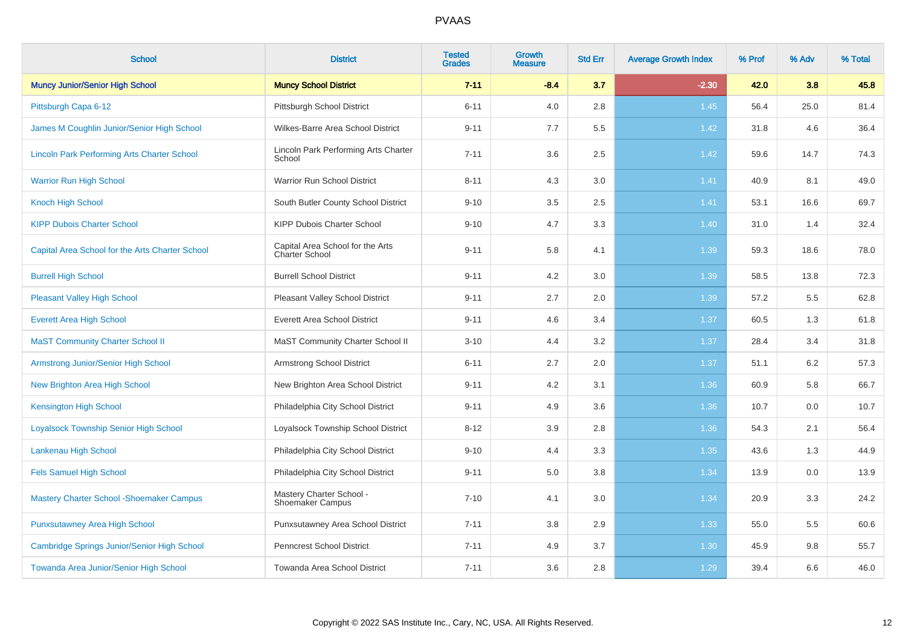# PVAAS

| School | District | Tested Grades | Growth Measure | Std Err | Average Growth Index | % Prof | % Adv | % Total |
|---|---|---|---|---|---|---|---|---|
| **Muncy Junior/Senior High School** | **Muncy School District** | **7-11** | **-8.4** | **3.7** | **-2.30** | **42.0** | **3.8** | **45.8** |
| Pittsburgh Capa 6-12 | Pittsburgh School District | 6-11 | 4.0 | 2.8 | 1.45 | 56.4 | 25.0 | 81.4 |
| James M Coughlin Junior/Senior High School | Wilkes-Barre Area School District | 9-11 | 7.7 | 5.5 | 1.42 | 31.8 | 4.6 | 36.4 |
| Lincoln Park Performing Arts Charter School | Lincoln Park Performing Arts Charter School | 7-11 | 3.6 | 2.5 | 1.42 | 59.6 | 14.7 | 74.3 |
| Warrior Run High School | Warrior Run School District | 8-11 | 4.3 | 3.0 | 1.41 | 40.9 | 8.1 | 49.0 |
| Knoch High School | South Butler County School District | 9-10 | 3.5 | 2.5 | 1.41 | 53.1 | 16.6 | 69.7 |
| KIPP Dubois Charter School | KIPP Dubois Charter School | 9-10 | 4.7 | 3.3 | 1.40 | 31.0 | 1.4 | 32.4 |
| Capital Area School for the Arts Charter School | Capital Area School for the Arts Charter School | 9-11 | 5.8 | 4.1 | 1.39 | 59.3 | 18.6 | 78.0 |
| Burrell High School | Burrell School District | 9-11 | 4.2 | 3.0 | 1.39 | 58.5 | 13.8 | 72.3 |
| Pleasant Valley High School | Pleasant Valley School District | 9-11 | 2.7 | 2.0 | 1.39 | 57.2 | 5.5 | 62.8 |
| Everett Area High School | Everett Area School District | 9-11 | 4.6 | 3.4 | 1.37 | 60.5 | 1.3 | 61.8 |
| MaST Community Charter School II | MaST Community Charter School II | 3-10 | 4.4 | 3.2 | 1.37 | 28.4 | 3.4 | 31.8 |
| Armstrong Junior/Senior High School | Armstrong School District | 6-11 | 2.7 | 2.0 | 1.37 | 51.1 | 6.2 | 57.3 |
| New Brighton Area High School | New Brighton Area School District | 9-11 | 4.2 | 3.1 | 1.36 | 60.9 | 5.8 | 66.7 |
| Kensington High School | Philadelphia City School District | 9-11 | 4.9 | 3.6 | 1.36 | 10.7 | 0.0 | 10.7 |
| Loyalsock Township Senior High School | Loyalsock Township School District | 8-12 | 3.9 | 2.8 | 1.36 | 54.3 | 2.1 | 56.4 |
| Lankenau High School | Philadelphia City School District | 9-10 | 4.4 | 3.3 | 1.35 | 43.6 | 1.3 | 44.9 |
| Fels Samuel High School | Philadelphia City School District | 9-11 | 5.0 | 3.8 | 1.34 | 13.9 | 0.0 | 13.9 |
| Mastery Charter School -Shoemaker Campus | Mastery Charter School - Shoemaker Campus | 7-10 | 4.1 | 3.0 | 1.34 | 20.9 | 3.3 | 24.2 |
| Punxsutawney Area High School | Punxsutawney Area School District | 7-11 | 3.8 | 2.9 | 1.33 | 55.0 | 5.5 | 60.6 |
| Cambridge Springs Junior/Senior High School | Penncrest School District | 7-11 | 4.9 | 3.7 | 1.30 | 45.9 | 9.8 | 55.7 |
| Towanda Area Junior/Senior High School | Towanda Area School District | 7-11 | 3.6 | 2.8 | 1.29 | 39.4 | 6.6 | 46.0 |

Copyright © 2022 SAS Institute Inc., Cary, NC, USA. All Rights Reserved.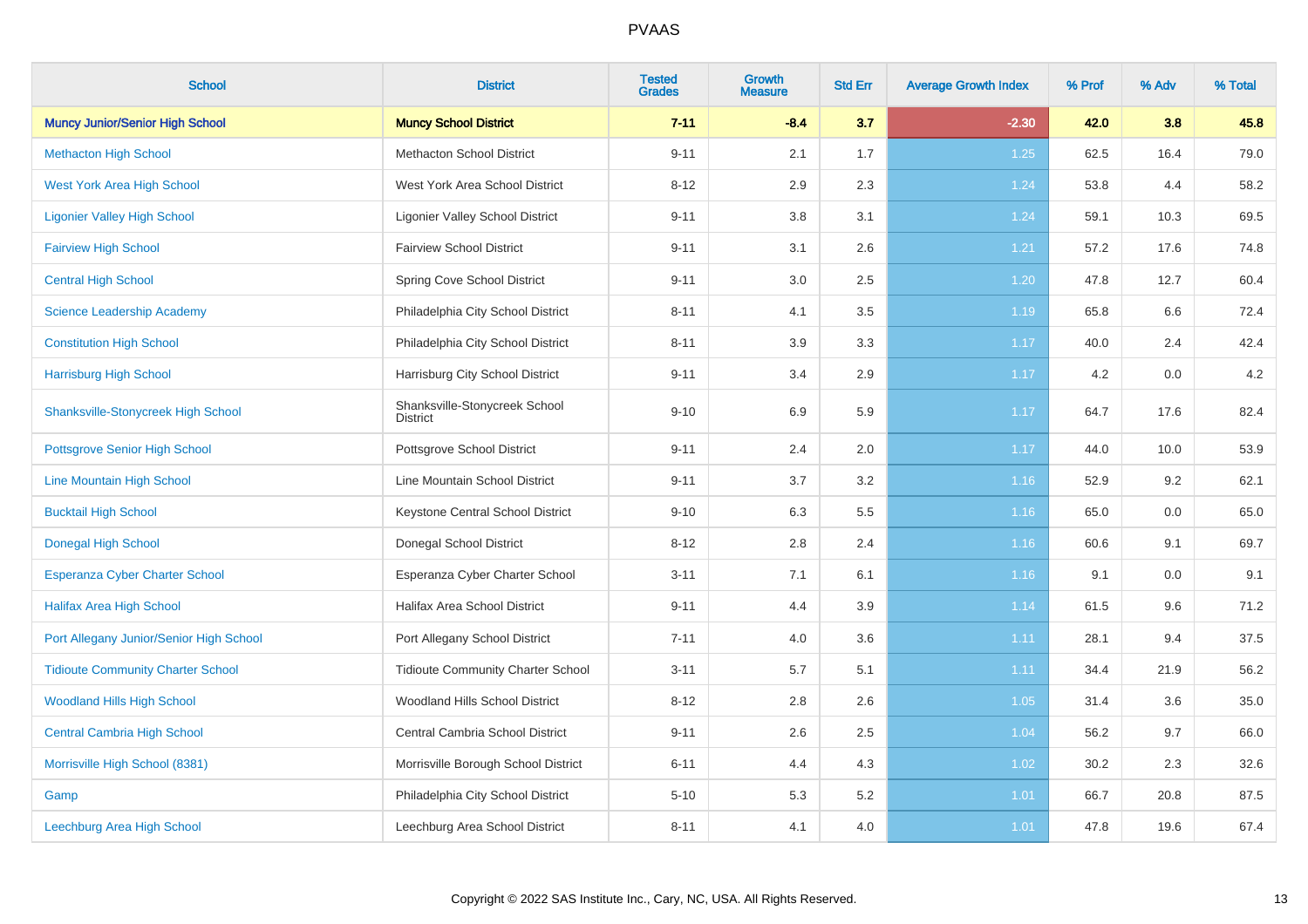# PVAAS

| School | District | Tested Grades | Growth Measure | Std Err | Average Growth Index | % Prof | % Adv | % Total |
|---|---|---|---|---|---|---|---|---|
| **Muncy Junior/Senior High School** | **Muncy School District** | **7-11** | **-8.4** | **3.7** | **-2.30** | **42.0** | **3.8** | **45.8** |
| Methacton High School | Methacton School District | 9-11 | 2.1 | 1.7 | 1.25 | 62.5 | 16.4 | 79.0 |
| West York Area High School | West York Area School District | 8-12 | 2.9 | 2.3 | 1.24 | 53.8 | 4.4 | 58.2 |
| Ligonier Valley High School | Ligonier Valley School District | 9-11 | 3.8 | 3.1 | 1.24 | 59.1 | 10.3 | 69.5 |
| Fairview High School | Fairview School District | 9-11 | 3.1 | 2.6 | 1.21 | 57.2 | 17.6 | 74.8 |
| Central High School | Spring Cove School District | 9-11 | 3.0 | 2.5 | 1.20 | 47.8 | 12.7 | 60.4 |
| Science Leadership Academy | Philadelphia City School District | 8-11 | 4.1 | 3.5 | 1.19 | 65.8 | 6.6 | 72.4 |
| Constitution High School | Philadelphia City School District | 8-11 | 3.9 | 3.3 | 1.17 | 40.0 | 2.4 | 42.4 |
| Harrisburg High School | Harrisburg City School District | 9-11 | 3.4 | 2.9 | 1.17 | 4.2 | 0.0 | 4.2 |
| Shanksville-Stonycreek High School | Shanksville-Stonycreek School District | 9-10 | 6.9 | 5.9 | 1.17 | 64.7 | 17.6 | 82.4 |
| Pottsgrove Senior High School | Pottsgrove School District | 9-11 | 2.4 | 2.0 | 1.17 | 44.0 | 10.0 | 53.9 |
| Line Mountain High School | Line Mountain School District | 9-11 | 3.7 | 3.2 | 1.16 | 52.9 | 9.2 | 62.1 |
| Bucktail High School | Keystone Central School District | 9-10 | 6.3 | 5.5 | 1.16 | 65.0 | 0.0 | 65.0 |
| Donegal High School | Donegal School District | 8-12 | 2.8 | 2.4 | 1.16 | 60.6 | 9.1 | 69.7 |
| Esperanza Cyber Charter School | Esperanza Cyber Charter School | 3-11 | 7.1 | 6.1 | 1.16 | 9.1 | 0.0 | 9.1 |
| Halifax Area High School | Halifax Area School District | 9-11 | 4.4 | 3.9 | 1.14 | 61.5 | 9.6 | 71.2 |
| Port Allegany Junior/Senior High School | Port Allegany School District | 7-11 | 4.0 | 3.6 | 1.11 | 28.1 | 9.4 | 37.5 |
| Tidioute Community Charter School | Tidioute Community Charter School | 3-11 | 5.7 | 5.1 | 1.11 | 34.4 | 21.9 | 56.2 |
| Woodland Hills High School | Woodland Hills School District | 8-12 | 2.8 | 2.6 | 1.05 | 31.4 | 3.6 | 35.0 |
| Central Cambria High School | Central Cambria School District | 9-11 | 2.6 | 2.5 | 1.04 | 56.2 | 9.7 | 66.0 |
| Morrisville High School (8381) | Morrisville Borough School District | 6-11 | 4.4 | 4.3 | 1.02 | 30.2 | 2.3 | 32.6 |
| Gamp | Philadelphia City School District | 5-10 | 5.3 | 5.2 | 1.01 | 66.7 | 20.8 | 87.5 |
| Leechburg Area High School | Leechburg Area School District | 8-11 | 4.1 | 4.0 | 1.01 | 47.8 | 19.6 | 67.4 |

Copyright © 2022 SAS Institute Inc., Cary, NC, USA. All Rights Reserved.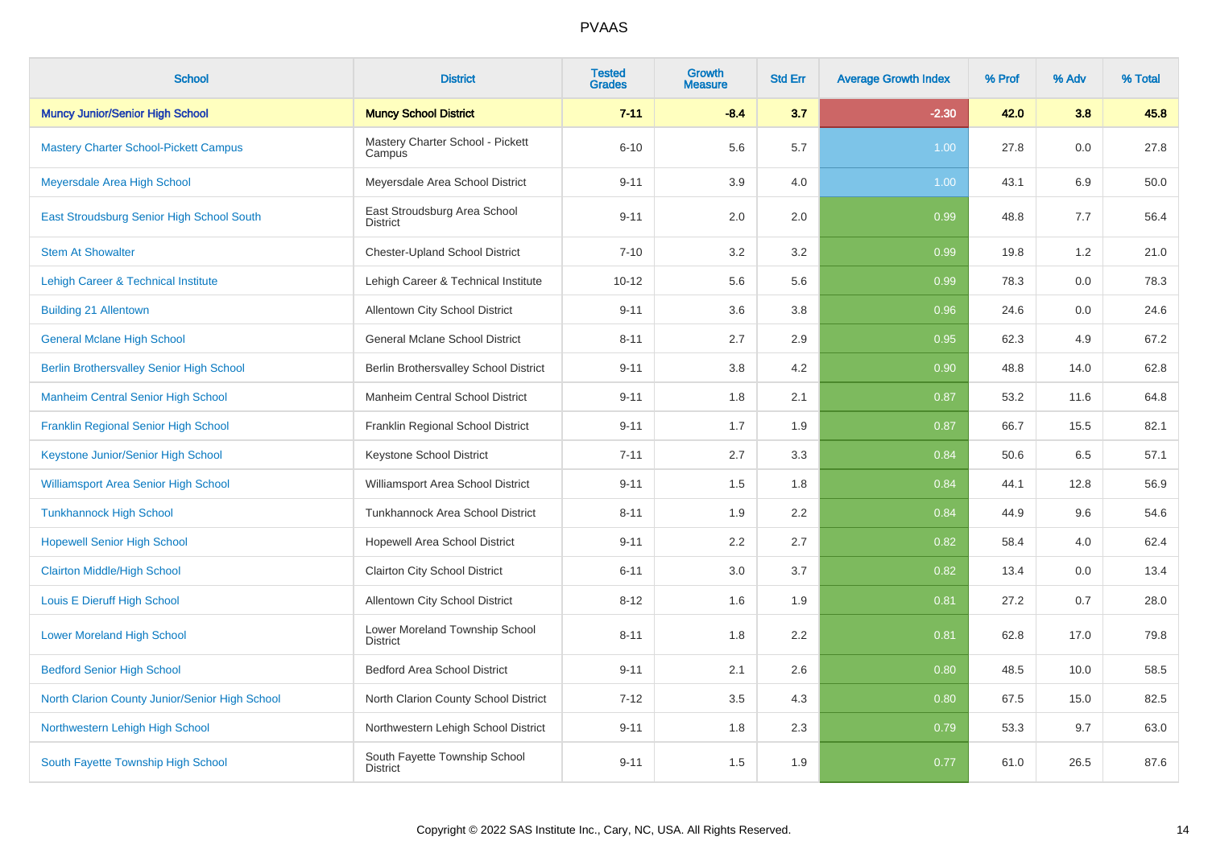# PVAAS

| School | District | Tested Grades | Growth Measure | Std Err | Average Growth Index | % Prof | % Adv | % Total |
|---|---|---|---|---|---|---|---|---|
| **Muncy Junior/Senior High School** | **Muncy School District** | **7-11** | **-8.4** | **3.7** | **-2.30** | **42.0** | **3.8** | **45.8** |
| Mastery Charter School-Pickett Campus | Mastery Charter School - Pickett Campus | 6-10 | 5.6 | 5.7 | 1.00 | 27.8 | 0.0 | 27.8 |
| Meyersdale Area High School | Meyersdale Area School District | 9-11 | 3.9 | 4.0 | 1.00 | 43.1 | 6.9 | 50.0 |
| East Stroudsburg Senior High School South | East Stroudsburg Area School District | 9-11 | 2.0 | 2.0 | 0.99 | 48.8 | 7.7 | 56.4 |
| Stem At Showalter | Chester-Upland School District | 7-10 | 3.2 | 3.2 | 0.99 | 19.8 | 1.2 | 21.0 |
| Lehigh Career & Technical Institute | Lehigh Career & Technical Institute | 10-12 | 5.6 | 5.6 | 0.99 | 78.3 | 0.0 | 78.3 |
| Building 21 Allentown | Allentown City School District | 9-11 | 3.6 | 3.8 | 0.96 | 24.6 | 0.0 | 24.6 |
| General Mclane High School | General Mclane School District | 8-11 | 2.7 | 2.9 | 0.95 | 62.3 | 4.9 | 67.2 |
| Berlin Brothersvalley Senior High School | Berlin Brothersvalley School District | 9-11 | 3.8 | 4.2 | 0.90 | 48.8 | 14.0 | 62.8 |
| Manheim Central Senior High School | Manheim Central School District | 9-11 | 1.8 | 2.1 | 0.87 | 53.2 | 11.6 | 64.8 |
| Franklin Regional Senior High School | Franklin Regional School District | 9-11 | 1.7 | 1.9 | 0.87 | 66.7 | 15.5 | 82.1 |
| Keystone Junior/Senior High School | Keystone School District | 7-11 | 2.7 | 3.3 | 0.84 | 50.6 | 6.5 | 57.1 |
| Williamsport Area Senior High School | Williamsport Area School District | 9-11 | 1.5 | 1.8 | 0.84 | 44.1 | 12.8 | 56.9 |
| Tunkhannock High School | Tunkhannock Area School District | 8-11 | 1.9 | 2.2 | 0.84 | 44.9 | 9.6 | 54.6 |
| Hopewell Senior High School | Hopewell Area School District | 9-11 | 2.2 | 2.7 | 0.82 | 58.4 | 4.0 | 62.4 |
| Clairton Middle/High School | Clairton City School District | 6-11 | 3.0 | 3.7 | 0.82 | 13.4 | 0.0 | 13.4 |
| Louis E Dieruff High School | Allentown City School District | 8-12 | 1.6 | 1.9 | 0.81 | 27.2 | 0.7 | 28.0 |
| Lower Moreland High School | Lower Moreland Township School District | 8-11 | 1.8 | 2.2 | 0.81 | 62.8 | 17.0 | 79.8 |
| Bedford Senior High School | Bedford Area School District | 9-11 | 2.1 | 2.6 | 0.80 | 48.5 | 10.0 | 58.5 |
| North Clarion County Junior/Senior High School | North Clarion County School District | 7-12 | 3.5 | 4.3 | 0.80 | 67.5 | 15.0 | 82.5 |
| Northwestern Lehigh High School | Northwestern Lehigh School District | 9-11 | 1.8 | 2.3 | 0.79 | 53.3 | 9.7 | 63.0 |
| South Fayette Township High School | South Fayette Township School District | 9-11 | 1.5 | 1.9 | 0.77 | 61.0 | 26.5 | 87.6 |

Copyright © 2022 SAS Institute Inc., Cary, NC, USA. All Rights Reserved.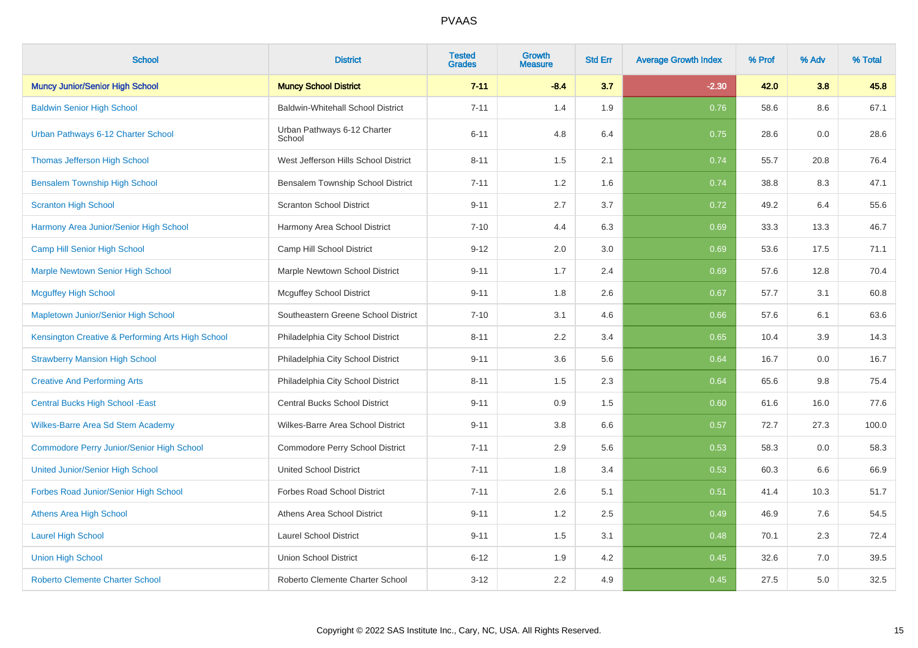PVAAS

| School | District | Tested Grades | Growth Measure | Std Err | Average Growth Index | % Prof | % Adv | % Total |
|---|---|---|---|---|---|---|---|---|
| **Muncy Junior/Senior High School** | **Muncy School District** | **7-11** | **-8.4** | **3.7** | **-2.30** | **42.0** | **3.8** | **45.8** |
| Baldwin Senior High School | Baldwin-Whitehall School District | 7-11 | 1.4 | 1.9 | 0.76 | 58.6 | 8.6 | 67.1 |
| Urban Pathways 6-12 Charter School | Urban Pathways 6-12 Charter School | 6-11 | 4.8 | 6.4 | 0.75 | 28.6 | 0.0 | 28.6 |
| Thomas Jefferson High School | West Jefferson Hills School District | 8-11 | 1.5 | 2.1 | 0.74 | 55.7 | 20.8 | 76.4 |
| Bensalem Township High School | Bensalem Township School District | 7-11 | 1.2 | 1.6 | 0.74 | 38.8 | 8.3 | 47.1 |
| Scranton High School | Scranton School District | 9-11 | 2.7 | 3.7 | 0.72 | 49.2 | 6.4 | 55.6 |
| Harmony Area Junior/Senior High School | Harmony Area School District | 7-10 | 4.4 | 6.3 | 0.69 | 33.3 | 13.3 | 46.7 |
| Camp Hill Senior High School | Camp Hill School District | 9-12 | 2.0 | 3.0 | 0.69 | 53.6 | 17.5 | 71.1 |
| Marple Newtown Senior High School | Marple Newtown School District | 9-11 | 1.7 | 2.4 | 0.69 | 57.6 | 12.8 | 70.4 |
| Mcguffey High School | Mcguffey School District | 9-11 | 1.8 | 2.6 | 0.67 | 57.7 | 3.1 | 60.8 |
| Mapletown Junior/Senior High School | Southeastern Greene School District | 7-10 | 3.1 | 4.6 | 0.66 | 57.6 | 6.1 | 63.6 |
| Kensington Creative & Performing Arts High School | Philadelphia City School District | 8-11 | 2.2 | 3.4 | 0.65 | 10.4 | 3.9 | 14.3 |
| Strawberry Mansion High School | Philadelphia City School District | 9-11 | 3.6 | 5.6 | 0.64 | 16.7 | 0.0 | 16.7 |
| Creative And Performing Arts | Philadelphia City School District | 8-11 | 1.5 | 2.3 | 0.64 | 65.6 | 9.8 | 75.4 |
| Central Bucks High School -East | Central Bucks School District | 9-11 | 0.9 | 1.5 | 0.60 | 61.6 | 16.0 | 77.6 |
| Wilkes-Barre Area Sd Stem Academy | Wilkes-Barre Area School District | 9-11 | 3.8 | 6.6 | 0.57 | 72.7 | 27.3 | 100.0 |
| Commodore Perry Junior/Senior High School | Commodore Perry School District | 7-11 | 2.9 | 5.6 | 0.53 | 58.3 | 0.0 | 58.3 |
| United Junior/Senior High School | United School District | 7-11 | 1.8 | 3.4 | 0.53 | 60.3 | 6.6 | 66.9 |
| Forbes Road Junior/Senior High School | Forbes Road School District | 7-11 | 2.6 | 5.1 | 0.51 | 41.4 | 10.3 | 51.7 |
| Athens Area High School | Athens Area School District | 9-11 | 1.2 | 2.5 | 0.49 | 46.9 | 7.6 | 54.5 |
| Laurel High School | Laurel School District | 9-11 | 1.5 | 3.1 | 0.48 | 70.1 | 2.3 | 72.4 |
| Union High School | Union School District | 6-12 | 1.9 | 4.2 | 0.45 | 32.6 | 7.0 | 39.5 |
| Roberto Clemente Charter School | Roberto Clemente Charter School | 3-12 | 2.2 | 4.9 | 0.45 | 27.5 | 5.0 | 32.5 |

Copyright © 2022 SAS Institute Inc., Cary, NC, USA. All Rights Reserved.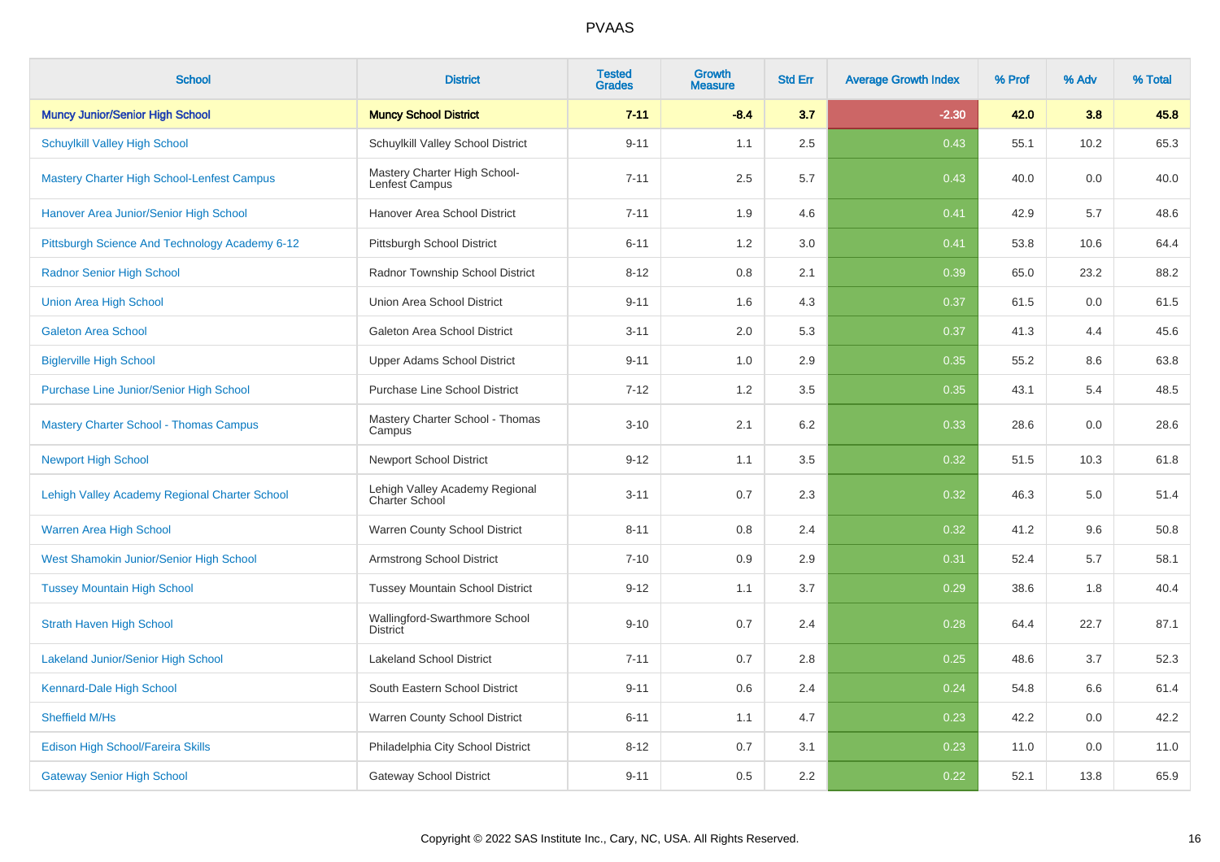| School | District | Tested Grades | Growth Measure | Std Err | Average Growth Index | % Prof | % Adv | % Total |
|---|---|---|---|---|---|---|---|---|
| **Muncy Junior/Senior High School** | **Muncy School District** | **7-11** | **-8.4** | **3.7** | **-2.30** | **42.0** | **3.8** | **45.8** |
| Schuylkill Valley High School | Schuylkill Valley School District | 9-11 | 1.1 | 2.5 | 0.43 | 55.1 | 10.2 | 65.3 |
| Mastery Charter High School-Lenfest Campus | Mastery Charter High School-Lenfest Campus | 7-11 | 2.5 | 5.7 | 0.43 | 40.0 | 0.0 | 40.0 |
| Hanover Area Junior/Senior High School | Hanover Area School District | 7-11 | 1.9 | 4.6 | 0.41 | 42.9 | 5.7 | 48.6 |
| Pittsburgh Science And Technology Academy 6-12 | Pittsburgh School District | 6-11 | 1.2 | 3.0 | 0.41 | 53.8 | 10.6 | 64.4 |
| Radnor Senior High School | Radnor Township School District | 8-12 | 0.8 | 2.1 | 0.39 | 65.0 | 23.2 | 88.2 |
| Union Area High School | Union Area School District | 9-11 | 1.6 | 4.3 | 0.37 | 61.5 | 0.0 | 61.5 |
| Galeton Area School | Galeton Area School District | 3-11 | 2.0 | 5.3 | 0.37 | 41.3 | 4.4 | 45.6 |
| Biglerville High School | Upper Adams School District | 9-11 | 1.0 | 2.9 | 0.35 | 55.2 | 8.6 | 63.8 |
| Purchase Line Junior/Senior High School | Purchase Line School District | 7-12 | 1.2 | 3.5 | 0.35 | 43.1 | 5.4 | 48.5 |
| Mastery Charter School - Thomas Campus | Mastery Charter School - Thomas Campus | 3-10 | 2.1 | 6.2 | 0.33 | 28.6 | 0.0 | 28.6 |
| Newport High School | Newport School District | 9-12 | 1.1 | 3.5 | 0.32 | 51.5 | 10.3 | 61.8 |
| Lehigh Valley Academy Regional Charter School | Lehigh Valley Academy Regional Charter School | 3-11 | 0.7 | 2.3 | 0.32 | 46.3 | 5.0 | 51.4 |
| Warren Area High School | Warren County School District | 8-11 | 0.8 | 2.4 | 0.32 | 41.2 | 9.6 | 50.8 |
| West Shamokin Junior/Senior High School | Armstrong School District | 7-10 | 0.9 | 2.9 | 0.31 | 52.4 | 5.7 | 58.1 |
| Tussey Mountain High School | Tussey Mountain School District | 9-12 | 1.1 | 3.7 | 0.29 | 38.6 | 1.8 | 40.4 |
| Strath Haven High School | Wallingford-Swarthmore School District | 9-10 | 0.7 | 2.4 | 0.28 | 64.4 | 22.7 | 87.1 |
| Lakeland Junior/Senior High School | Lakeland School District | 7-11 | 0.7 | 2.8 | 0.25 | 48.6 | 3.7 | 52.3 |
| Kennard-Dale High School | South Eastern School District | 9-11 | 0.6 | 2.4 | 0.24 | 54.8 | 6.6 | 61.4 |
| Sheffield M/Hs | Warren County School District | 6-11 | 1.1 | 4.7 | 0.23 | 42.2 | 0.0 | 42.2 |
| Edison High School/Fareira Skills | Philadelphia City School District | 8-12 | 0.7 | 3.1 | 0.23 | 11.0 | 0.0 | 11.0 |
| Gateway Senior High School | Gateway School District | 9-11 | 0.5 | 2.2 | 0.22 | 52.1 | 13.8 | 65.9 |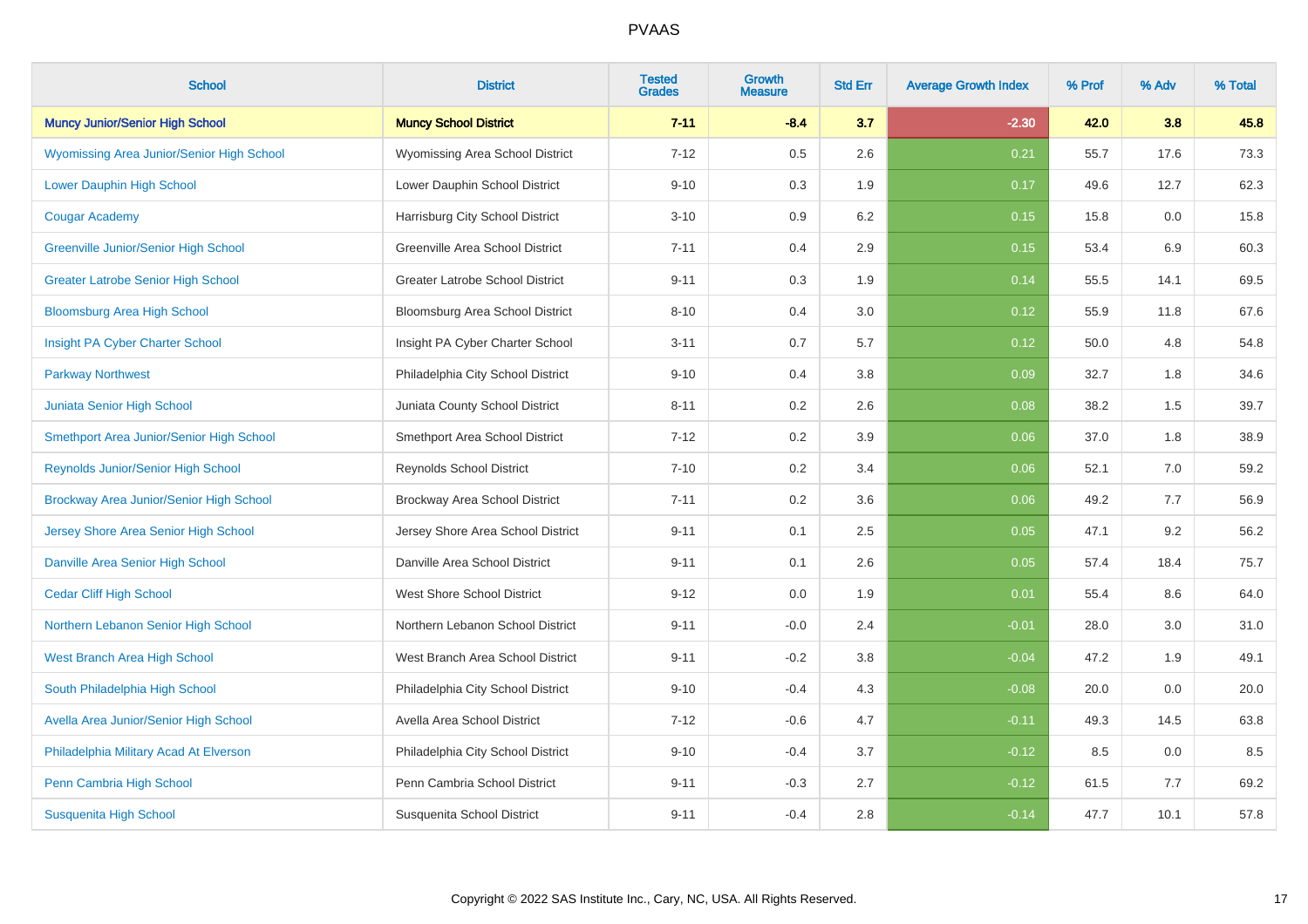# PVAAS

| School | District | Tested Grades | Growth Measure | Std Err | Average Growth Index | % Prof | % Adv | % Total |
|---|---|---|---|---|---|---|---|---|
| **Muncy Junior/Senior High School** | **Muncy School District** | **7-11** | **-8.4** | **3.7** | **-2.30** | **42.0** | **3.8** | **45.8** |
| Wyomissing Area Junior/Senior High School | Wyomissing Area School District | 7-12 | 0.5 | 2.6 | 0.21 | 55.7 | 17.6 | 73.3 |
| Lower Dauphin High School | Lower Dauphin School District | 9-10 | 0.3 | 1.9 | 0.17 | 49.6 | 12.7 | 62.3 |
| Cougar Academy | Harrisburg City School District | 3-10 | 0.9 | 6.2 | 0.15 | 15.8 | 0.0 | 15.8 |
| Greenville Junior/Senior High School | Greenville Area School District | 7-11 | 0.4 | 2.9 | 0.15 | 53.4 | 6.9 | 60.3 |
| Greater Latrobe Senior High School | Greater Latrobe School District | 9-11 | 0.3 | 1.9 | 0.14 | 55.5 | 14.1 | 69.5 |
| Bloomsburg Area High School | Bloomsburg Area School District | 8-10 | 0.4 | 3.0 | 0.12 | 55.9 | 11.8 | 67.6 |
| Insight PA Cyber Charter School | Insight PA Cyber Charter School | 3-11 | 0.7 | 5.7 | 0.12 | 50.0 | 4.8 | 54.8 |
| Parkway Northwest | Philadelphia City School District | 9-10 | 0.4 | 3.8 | 0.09 | 32.7 | 1.8 | 34.6 |
| Juniata Senior High School | Juniata County School District | 8-11 | 0.2 | 2.6 | 0.08 | 38.2 | 1.5 | 39.7 |
| Smethport Area Junior/Senior High School | Smethport Area School District | 7-12 | 0.2 | 3.9 | 0.06 | 37.0 | 1.8 | 38.9 |
| Reynolds Junior/Senior High School | Reynolds School District | 7-10 | 0.2 | 3.4 | 0.06 | 52.1 | 7.0 | 59.2 |
| Brockway Area Junior/Senior High School | Brockway Area School District | 7-11 | 0.2 | 3.6 | 0.06 | 49.2 | 7.7 | 56.9 |
| Jersey Shore Area Senior High School | Jersey Shore Area School District | 9-11 | 0.1 | 2.5 | 0.05 | 47.1 | 9.2 | 56.2 |
| Danville Area Senior High School | Danville Area School District | 9-11 | 0.1 | 2.6 | 0.05 | 57.4 | 18.4 | 75.7 |
| Cedar Cliff High School | West Shore School District | 9-12 | 0.0 | 1.9 | 0.01 | 55.4 | 8.6 | 64.0 |
| Northern Lebanon Senior High School | Northern Lebanon School District | 9-11 | -0.0 | 2.4 | -0.01 | 28.0 | 3.0 | 31.0 |
| West Branch Area High School | West Branch Area School District | 9-11 | -0.2 | 3.8 | -0.04 | 47.2 | 1.9 | 49.1 |
| South Philadelphia High School | Philadelphia City School District | 9-10 | -0.4 | 4.3 | -0.08 | 20.0 | 0.0 | 20.0 |
| Avella Area Junior/Senior High School | Avella Area School District | 7-12 | -0.6 | 4.7 | -0.11 | 49.3 | 14.5 | 63.8 |
| Philadelphia Military Acad At Elverson | Philadelphia City School District | 9-10 | -0.4 | 3.7 | -0.12 | 8.5 | 0.0 | 8.5 |
| Penn Cambria High School | Penn Cambria School District | 9-11 | -0.3 | 2.7 | -0.12 | 61.5 | 7.7 | 69.2 |
| Susquenita High School | Susquenita School District | 9-11 | -0.4 | 2.8 | -0.14 | 47.7 | 10.1 | 57.8 |

Copyright © 2022 SAS Institute Inc., Cary, NC, USA. All Rights Reserved.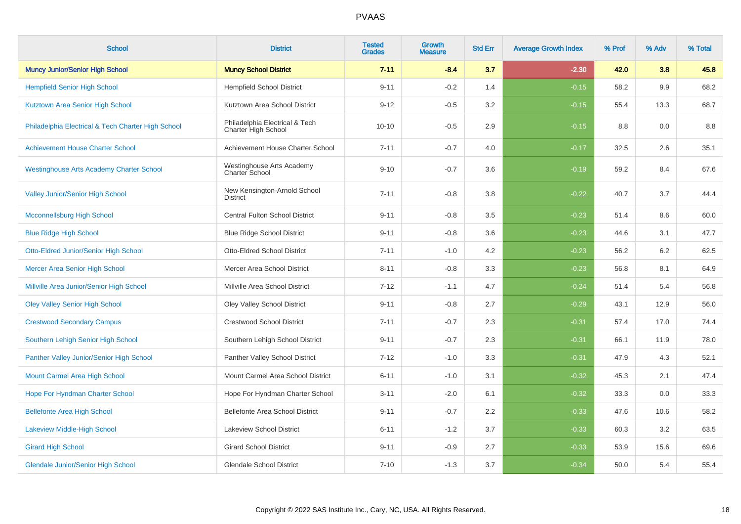# PVAAS

| School | District | Tested Grades | Growth Measure | Std Err | Average Growth Index | % Prof | % Adv | % Total |
|---|---|---|---|---|---|---|---|---|
| **Muncy Junior/Senior High School** | **Muncy School District** | **7-11** | **-8.4** | **3.7** | **-2.30** | **42.0** | **3.8** | **45.8** |
| Hempfield Senior High School | Hempfield School District | 9-11 | -0.2 | 1.4 | -0.15 | 58.2 | 9.9 | 68.2 |
| Kutztown Area Senior High School | Kutztown Area School District | 9-12 | -0.5 | 3.2 | -0.15 | 55.4 | 13.3 | 68.7 |
| Philadelphia Electrical & Tech Charter High School | Philadelphia Electrical & Tech Charter High School | 10-10 | -0.5 | 2.9 | -0.15 | 8.8 | 0.0 | 8.8 |
| Achievement House Charter School | Achievement House Charter School | 7-11 | -0.7 | 4.0 | -0.17 | 32.5 | 2.6 | 35.1 |
| Westinghouse Arts Academy Charter School | Westinghouse Arts Academy Charter School | 9-10 | -0.7 | 3.6 | -0.19 | 59.2 | 8.4 | 67.6 |
| Valley Junior/Senior High School | New Kensington-Arnold School District | 7-11 | -0.8 | 3.8 | -0.22 | 40.7 | 3.7 | 44.4 |
| Mcconnellsburg High School | Central Fulton School District | 9-11 | -0.8 | 3.5 | -0.23 | 51.4 | 8.6 | 60.0 |
| Blue Ridge High School | Blue Ridge School District | 9-11 | -0.8 | 3.6 | -0.23 | 44.6 | 3.1 | 47.7 |
| Otto-Eldred Junior/Senior High School | Otto-Eldred School District | 7-11 | -1.0 | 4.2 | -0.23 | 56.2 | 6.2 | 62.5 |
| Mercer Area Senior High School | Mercer Area School District | 8-11 | -0.8 | 3.3 | -0.23 | 56.8 | 8.1 | 64.9 |
| Millville Area Junior/Senior High School | Millville Area School District | 7-12 | -1.1 | 4.7 | -0.24 | 51.4 | 5.4 | 56.8 |
| Oley Valley Senior High School | Oley Valley School District | 9-11 | -0.8 | 2.7 | -0.29 | 43.1 | 12.9 | 56.0 |
| Crestwood Secondary Campus | Crestwood School District | 7-11 | -0.7 | 2.3 | -0.31 | 57.4 | 17.0 | 74.4 |
| Southern Lehigh Senior High School | Southern Lehigh School District | 9-11 | -0.7 | 2.3 | -0.31 | 66.1 | 11.9 | 78.0 |
| Panther Valley Junior/Senior High School | Panther Valley School District | 7-12 | -1.0 | 3.3 | -0.31 | 47.9 | 4.3 | 52.1 |
| Mount Carmel Area High School | Mount Carmel Area School District | 6-11 | -1.0 | 3.1 | -0.32 | 45.3 | 2.1 | 47.4 |
| Hope For Hyndman Charter School | Hope For Hyndman Charter School | 3-11 | -2.0 | 6.1 | -0.32 | 33.3 | 0.0 | 33.3 |
| Bellefonte Area High School | Bellefonte Area School District | 9-11 | -0.7 | 2.2 | -0.33 | 47.6 | 10.6 | 58.2 |
| Lakeview Middle-High School | Lakeview School District | 6-11 | -1.2 | 3.7 | -0.33 | 60.3 | 3.2 | 63.5 |
| Girard High School | Girard School District | 9-11 | -0.9 | 2.7 | -0.33 | 53.9 | 15.6 | 69.6 |
| Glendale Junior/Senior High School | Glendale School District | 7-10 | -1.3 | 3.7 | -0.34 | 50.0 | 5.4 | 55.4 |

Copyright © 2022 SAS Institute Inc., Cary, NC, USA. All Rights Reserved.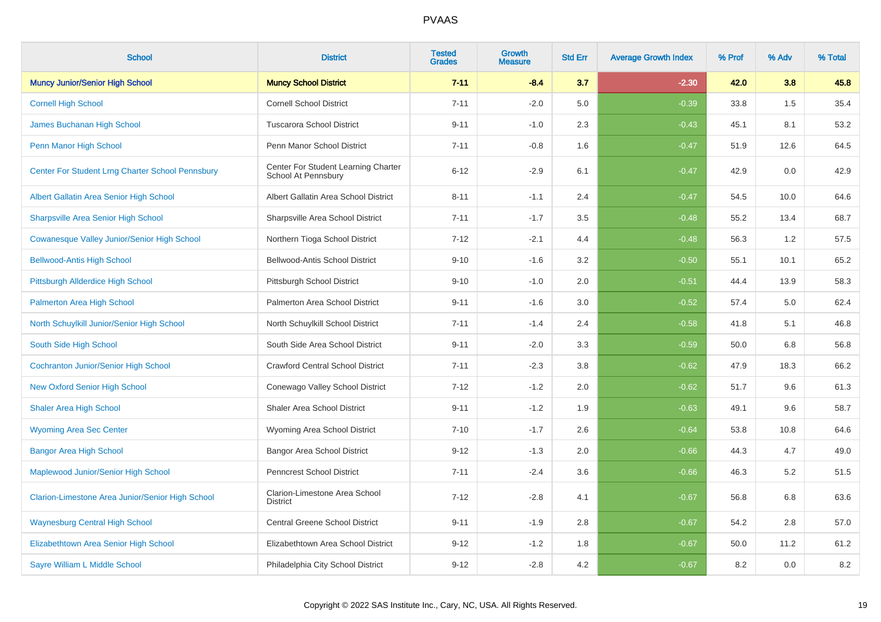# PVAAS

| School | District | Tested Grades | Growth Measure | Std Err | Average Growth Index | % Prof | % Adv | % Total |
|---|---|---|---|---|---|---|---|---|
| **Muncy Junior/Senior High School** | **Muncy School District** | **7-11** | **-8.4** | **3.7** | **-2.30** | **42.0** | **3.8** | **45.8** |
| Cornell High School | Cornell School District | 7-11 | -2.0 | 5.0 | -0.39 | 33.8 | 1.5 | 35.4 |
| James Buchanan High School | Tuscarora School District | 9-11 | -1.0 | 2.3 | -0.43 | 45.1 | 8.1 | 53.2 |
| Penn Manor High School | Penn Manor School District | 7-11 | -0.8 | 1.6 | -0.47 | 51.9 | 12.6 | 64.5 |
| Center For Student Lrng Charter School Pennsbury | Center For Student Learning Charter School At Pennsbury | 6-12 | -2.9 | 6.1 | -0.47 | 42.9 | 0.0 | 42.9 |
| Albert Gallatin Area Senior High School | Albert Gallatin Area School District | 8-11 | -1.1 | 2.4 | -0.47 | 54.5 | 10.0 | 64.6 |
| Sharpsville Area Senior High School | Sharpsville Area School District | 7-11 | -1.7 | 3.5 | -0.48 | 55.2 | 13.4 | 68.7 |
| Cowanesque Valley Junior/Senior High School | Northern Tioga School District | 7-12 | -2.1 | 4.4 | -0.48 | 56.3 | 1.2 | 57.5 |
| Bellwood-Antis High School | Bellwood-Antis School District | 9-10 | -1.6 | 3.2 | -0.50 | 55.1 | 10.1 | 65.2 |
| Pittsburgh Allderdice High School | Pittsburgh School District | 9-10 | -1.0 | 2.0 | -0.51 | 44.4 | 13.9 | 58.3 |
| Palmerton Area High School | Palmerton Area School District | 9-11 | -1.6 | 3.0 | -0.52 | 57.4 | 5.0 | 62.4 |
| North Schuylkill Junior/Senior High School | North Schuylkill School District | 7-11 | -1.4 | 2.4 | -0.58 | 41.8 | 5.1 | 46.8 |
| South Side High School | South Side Area School District | 9-11 | -2.0 | 3.3 | -0.59 | 50.0 | 6.8 | 56.8 |
| Cochranton Junior/Senior High School | Crawford Central School District | 7-11 | -2.3 | 3.8 | -0.62 | 47.9 | 18.3 | 66.2 |
| New Oxford Senior High School | Conewago Valley School District | 7-12 | -1.2 | 2.0 | -0.62 | 51.7 | 9.6 | 61.3 |
| Shaler Area High School | Shaler Area School District | 9-11 | -1.2 | 1.9 | -0.63 | 49.1 | 9.6 | 58.7 |
| Wyoming Area Sec Center | Wyoming Area School District | 7-10 | -1.7 | 2.6 | -0.64 | 53.8 | 10.8 | 64.6 |
| Bangor Area High School | Bangor Area School District | 9-12 | -1.3 | 2.0 | -0.66 | 44.3 | 4.7 | 49.0 |
| Maplewood Junior/Senior High School | Penncrest School District | 7-11 | -2.4 | 3.6 | -0.66 | 46.3 | 5.2 | 51.5 |
| Clarion-Limestone Area Junior/Senior High School | Clarion-Limestone Area School District | 7-12 | -2.8 | 4.1 | -0.67 | 56.8 | 6.8 | 63.6 |
| Waynesburg Central High School | Central Greene School District | 9-11 | -1.9 | 2.8 | -0.67 | 54.2 | 2.8 | 57.0 |
| Elizabethtown Area Senior High School | Elizabethtown Area School District | 9-12 | -1.2 | 1.8 | -0.67 | 50.0 | 11.2 | 61.2 |
| Sayre William L Middle School | Philadelphia City School District | 9-12 | -2.8 | 4.2 | -0.67 | 8.2 | 0.0 | 8.2 |

Copyright © 2022 SAS Institute Inc., Cary, NC, USA. All Rights Reserved.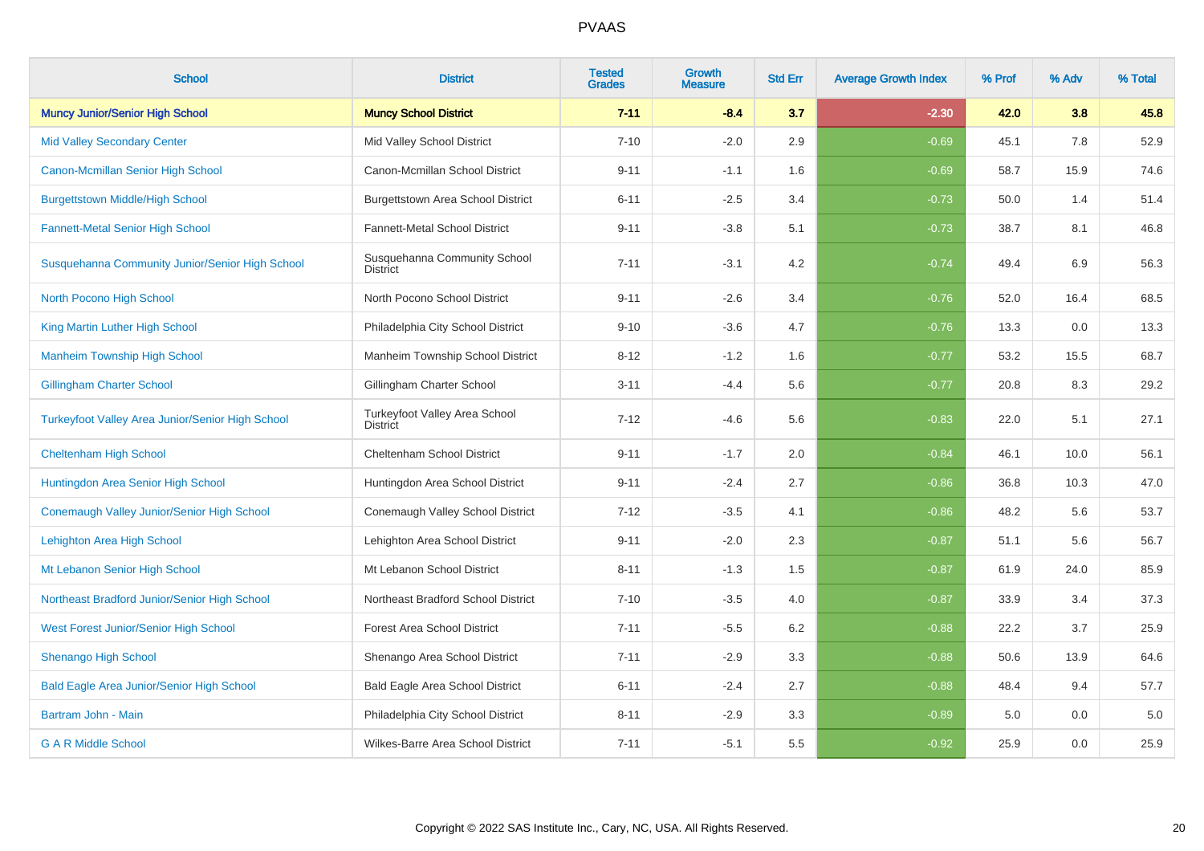| School | District | Tested Grades | Growth Measure | Std Err | Average Growth Index | % Prof | % Adv | % Total |
|---|---|---|---|---|---|---|---|---|
| **Muncy Junior/Senior High School** | **Muncy School District** | **7-11** | **-8.4** | **3.7** | **-2.30** | **42.0** | **3.8** | **45.8** |
| Mid Valley Secondary Center | Mid Valley School District | 7-10 | -2.0 | 2.9 | -0.69 | 45.1 | 7.8 | 52.9 |
| Canon-Mcmillan Senior High School | Canon-Mcmillan School District | 9-11 | -1.1 | 1.6 | -0.69 | 58.7 | 15.9 | 74.6 |
| Burgettstown Middle/High School | Burgettstown Area School District | 6-11 | -2.5 | 3.4 | -0.73 | 50.0 | 1.4 | 51.4 |
| Fannett-Metal Senior High School | Fannett-Metal School District | 9-11 | -3.8 | 5.1 | -0.73 | 38.7 | 8.1 | 46.8 |
| Susquehanna Community Junior/Senior High School | Susquehanna Community School District | 7-11 | -3.1 | 4.2 | -0.74 | 49.4 | 6.9 | 56.3 |
| North Pocono High School | North Pocono School District | 9-11 | -2.6 | 3.4 | -0.76 | 52.0 | 16.4 | 68.5 |
| King Martin Luther High School | Philadelphia City School District | 9-10 | -3.6 | 4.7 | -0.76 | 13.3 | 0.0 | 13.3 |
| Manheim Township High School | Manheim Township School District | 8-12 | -1.2 | 1.6 | -0.77 | 53.2 | 15.5 | 68.7 |
| Gillingham Charter School | Gillingham Charter School | 3-11 | -4.4 | 5.6 | -0.77 | 20.8 | 8.3 | 29.2 |
| Turkeyfoot Valley Area Junior/Senior High School | Turkeyfoot Valley Area School District | 7-12 | -4.6 | 5.6 | -0.83 | 22.0 | 5.1 | 27.1 |
| Cheltenham High School | Cheltenham School District | 9-11 | -1.7 | 2.0 | -0.84 | 46.1 | 10.0 | 56.1 |
| Huntingdon Area Senior High School | Huntingdon Area School District | 9-11 | -2.4 | 2.7 | -0.86 | 36.8 | 10.3 | 47.0 |
| Conemaugh Valley Junior/Senior High School | Conemaugh Valley School District | 7-12 | -3.5 | 4.1 | -0.86 | 48.2 | 5.6 | 53.7 |
| Lehighton Area High School | Lehighton Area School District | 9-11 | -2.0 | 2.3 | -0.87 | 51.1 | 5.6 | 56.7 |
| Mt Lebanon Senior High School | Mt Lebanon School District | 8-11 | -1.3 | 1.5 | -0.87 | 61.9 | 24.0 | 85.9 |
| Northeast Bradford Junior/Senior High School | Northeast Bradford School District | 7-10 | -3.5 | 4.0 | -0.87 | 33.9 | 3.4 | 37.3 |
| West Forest Junior/Senior High School | Forest Area School District | 7-11 | -5.5 | 6.2 | -0.88 | 22.2 | 3.7 | 25.9 |
| Shenango High School | Shenango Area School District | 7-11 | -2.9 | 3.3 | -0.88 | 50.6 | 13.9 | 64.6 |
| Bald Eagle Area Junior/Senior High School | Bald Eagle Area School District | 6-11 | -2.4 | 2.7 | -0.88 | 48.4 | 9.4 | 57.7 |
| Bartram John - Main | Philadelphia City School District | 8-11 | -2.9 | 3.3 | -0.89 | 5.0 | 0.0 | 5.0 |
| G A R Middle School | Wilkes-Barre Area School District | 7-11 | -5.1 | 5.5 | -0.92 | 25.9 | 0.0 | 25.9 |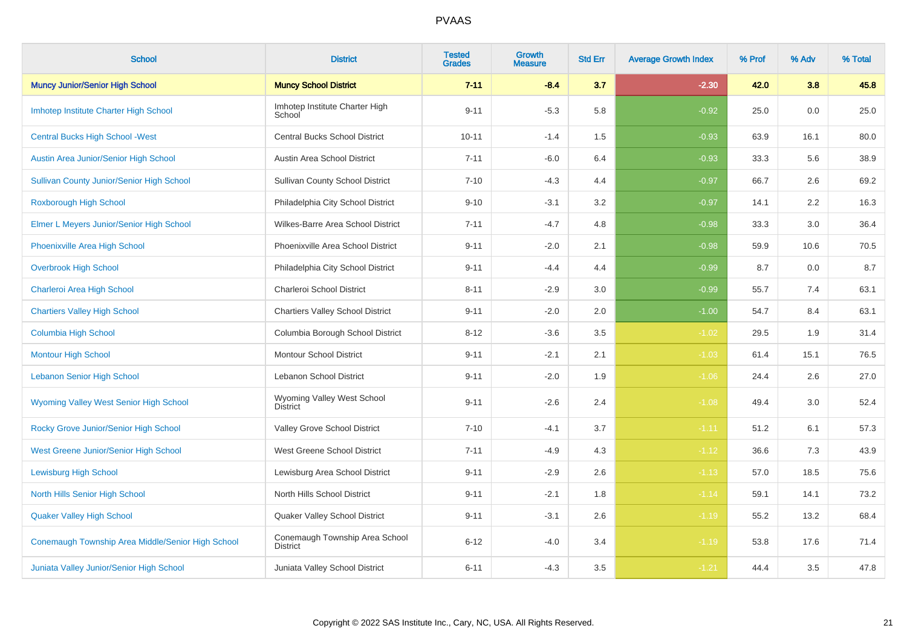# PVAAS

| School | District | Tested Grades | Growth Measure | Std Err | Average Growth Index | % Prof | % Adv | % Total |
|---|---|---|---|---|---|---|---|---|
| **Muncy Junior/Senior High School** | **Muncy School District** | **7-11** | **-8.4** | **3.7** | **-2.30** | **42.0** | **3.8** | **45.8** |
| Imhotep Institute Charter High School | Imhotep Institute Charter High School | 9-11 | -5.3 | 5.8 | -0.92 | 25.0 | 0.0 | 25.0 |
| Central Bucks High School -West | Central Bucks School District | 10-11 | -1.4 | 1.5 | -0.93 | 63.9 | 16.1 | 80.0 |
| Austin Area Junior/Senior High School | Austin Area School District | 7-11 | -6.0 | 6.4 | -0.93 | 33.3 | 5.6 | 38.9 |
| Sullivan County Junior/Senior High School | Sullivan County School District | 7-10 | -4.3 | 4.4 | -0.97 | 66.7 | 2.6 | 69.2 |
| Roxborough High School | Philadelphia City School District | 9-10 | -3.1 | 3.2 | -0.97 | 14.1 | 2.2 | 16.3 |
| Elmer L Meyers Junior/Senior High School | Wilkes-Barre Area School District | 7-11 | -4.7 | 4.8 | -0.98 | 33.3 | 3.0 | 36.4 |
| Phoenixville Area High School | Phoenixville Area School District | 9-11 | -2.0 | 2.1 | -0.98 | 59.9 | 10.6 | 70.5 |
| Overbrook High School | Philadelphia City School District | 9-11 | -4.4 | 4.4 | -0.99 | 8.7 | 0.0 | 8.7 |
| Charleroi Area High School | Charleroi School District | 8-11 | -2.9 | 3.0 | -0.99 | 55.7 | 7.4 | 63.1 |
| Chartiers Valley High School | Chartiers Valley School District | 9-11 | -2.0 | 2.0 | -1.00 | 54.7 | 8.4 | 63.1 |
| Columbia High School | Columbia Borough School District | 8-12 | -3.6 | 3.5 | -1.02 | 29.5 | 1.9 | 31.4 |
| Montour High School | Montour School District | 9-11 | -2.1 | 2.1 | -1.03 | 61.4 | 15.1 | 76.5 |
| Lebanon Senior High School | Lebanon School District | 9-11 | -2.0 | 1.9 | -1.06 | 24.4 | 2.6 | 27.0 |
| Wyoming Valley West Senior High School | Wyoming Valley West School District | 9-11 | -2.6 | 2.4 | -1.08 | 49.4 | 3.0 | 52.4 |
| Rocky Grove Junior/Senior High School | Valley Grove School District | 7-10 | -4.1 | 3.7 | -1.11 | 51.2 | 6.1 | 57.3 |
| West Greene Junior/Senior High School | West Greene School District | 7-11 | -4.9 | 4.3 | -1.12 | 36.6 | 7.3 | 43.9 |
| Lewisburg High School | Lewisburg Area School District | 9-11 | -2.9 | 2.6 | -1.13 | 57.0 | 18.5 | 75.6 |
| North Hills Senior High School | North Hills School District | 9-11 | -2.1 | 1.8 | -1.14 | 59.1 | 14.1 | 73.2 |
| Quaker Valley High School | Quaker Valley School District | 9-11 | -3.1 | 2.6 | -1.19 | 55.2 | 13.2 | 68.4 |
| Conemaugh Township Area Middle/Senior High School | Conemaugh Township Area School District | 6-12 | -4.0 | 3.4 | -1.19 | 53.8 | 17.6 | 71.4 |
| Juniata Valley Junior/Senior High School | Juniata Valley School District | 6-11 | -4.3 | 3.5 | -1.21 | 44.4 | 3.5 | 47.8 |

Copyright © 2022 SAS Institute Inc., Cary, NC, USA. All Rights Reserved.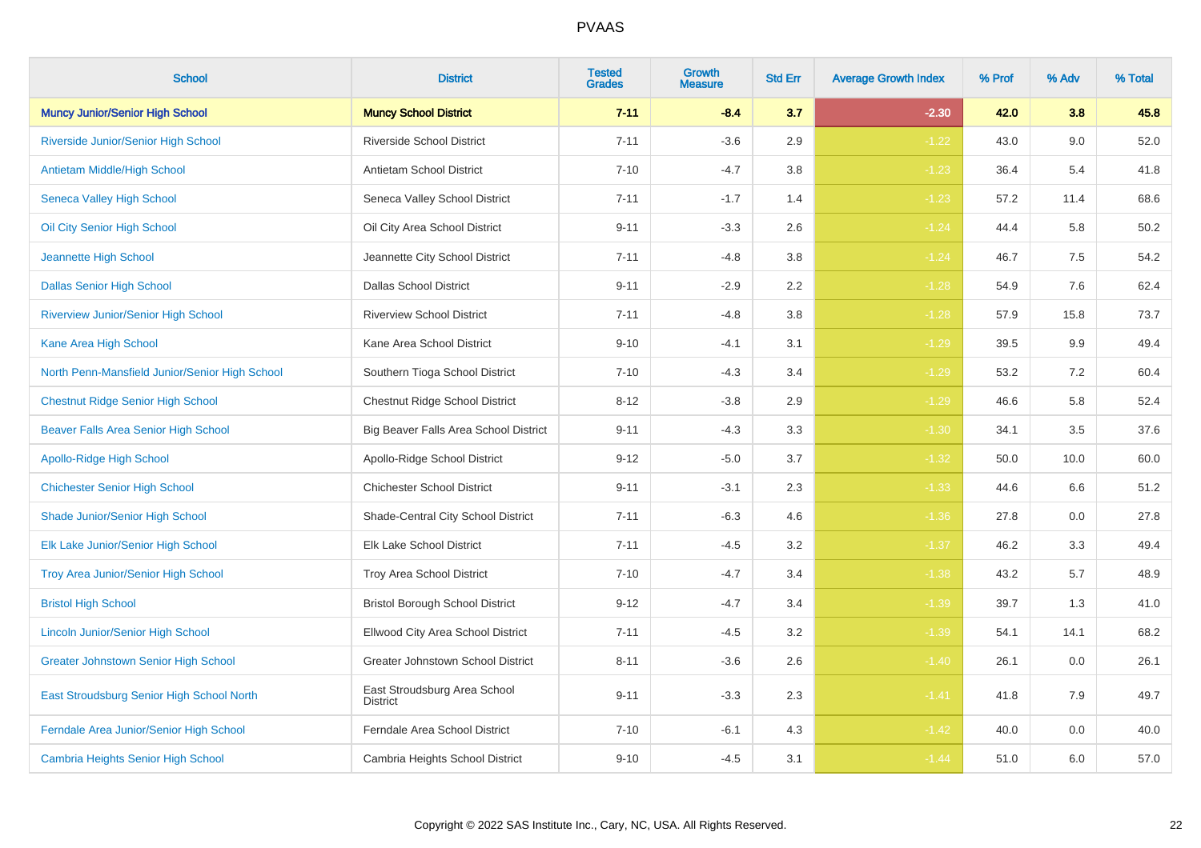# PVAAS

| School | District | Tested Grades | Growth Measure | Std Err | Average Growth Index | % Prof | % Adv | % Total |
|---|---|---|---|---|---|---|---|---|
| **Muncy Junior/Senior High School** | **Muncy School District** | **7-11** | **-8.4** | **3.7** | **-2.30** | **42.0** | **3.8** | **45.8** |
| Riverside Junior/Senior High School | Riverside School District | 7-11 | -3.6 | 2.9 | -1.22 | 43.0 | 9.0 | 52.0 |
| Antietam Middle/High School | Antietam School District | 7-10 | -4.7 | 3.8 | -1.23 | 36.4 | 5.4 | 41.8 |
| Seneca Valley High School | Seneca Valley School District | 7-11 | -1.7 | 1.4 | -1.23 | 57.2 | 11.4 | 68.6 |
| Oil City Senior High School | Oil City Area School District | 9-11 | -3.3 | 2.6 | -1.24 | 44.4 | 5.8 | 50.2 |
| Jeannette High School | Jeannette City School District | 7-11 | -4.8 | 3.8 | -1.24 | 46.7 | 7.5 | 54.2 |
| Dallas Senior High School | Dallas School District | 9-11 | -2.9 | 2.2 | -1.28 | 54.9 | 7.6 | 62.4 |
| Riverview Junior/Senior High School | Riverview School District | 7-11 | -4.8 | 3.8 | -1.28 | 57.9 | 15.8 | 73.7 |
| Kane Area High School | Kane Area School District | 9-10 | -4.1 | 3.1 | -1.29 | 39.5 | 9.9 | 49.4 |
| North Penn-Mansfield Junior/Senior High School | Southern Tioga School District | 7-10 | -4.3 | 3.4 | -1.29 | 53.2 | 7.2 | 60.4 |
| Chestnut Ridge Senior High School | Chestnut Ridge School District | 8-12 | -3.8 | 2.9 | -1.29 | 46.6 | 5.8 | 52.4 |
| Beaver Falls Area Senior High School | Big Beaver Falls Area School District | 9-11 | -4.3 | 3.3 | -1.30 | 34.1 | 3.5 | 37.6 |
| Apollo-Ridge High School | Apollo-Ridge School District | 9-12 | -5.0 | 3.7 | -1.32 | 50.0 | 10.0 | 60.0 |
| Chichester Senior High School | Chichester School District | 9-11 | -3.1 | 2.3 | -1.33 | 44.6 | 6.6 | 51.2 |
| Shade Junior/Senior High School | Shade-Central City School District | 7-11 | -6.3 | 4.6 | -1.36 | 27.8 | 0.0 | 27.8 |
| Elk Lake Junior/Senior High School | Elk Lake School District | 7-11 | -4.5 | 3.2 | -1.37 | 46.2 | 3.3 | 49.4 |
| Troy Area Junior/Senior High School | Troy Area School District | 7-10 | -4.7 | 3.4 | -1.38 | 43.2 | 5.7 | 48.9 |
| Bristol High School | Bristol Borough School District | 9-12 | -4.7 | 3.4 | -1.39 | 39.7 | 1.3 | 41.0 |
| Lincoln Junior/Senior High School | Ellwood City Area School District | 7-11 | -4.5 | 3.2 | -1.39 | 54.1 | 14.1 | 68.2 |
| Greater Johnstown Senior High School | Greater Johnstown School District | 8-11 | -3.6 | 2.6 | -1.40 | 26.1 | 0.0 | 26.1 |
| East Stroudsburg Senior High School North | East Stroudsburg Area School District | 9-11 | -3.3 | 2.3 | -1.41 | 41.8 | 7.9 | 49.7 |
| Ferndale Area Junior/Senior High School | Ferndale Area School District | 7-10 | -6.1 | 4.3 | -1.42 | 40.0 | 0.0 | 40.0 |
| Cambria Heights Senior High School | Cambria Heights School District | 9-10 | -4.5 | 3.1 | -1.44 | 51.0 | 6.0 | 57.0 |

Copyright © 2022 SAS Institute Inc., Cary, NC, USA. All Rights Reserved.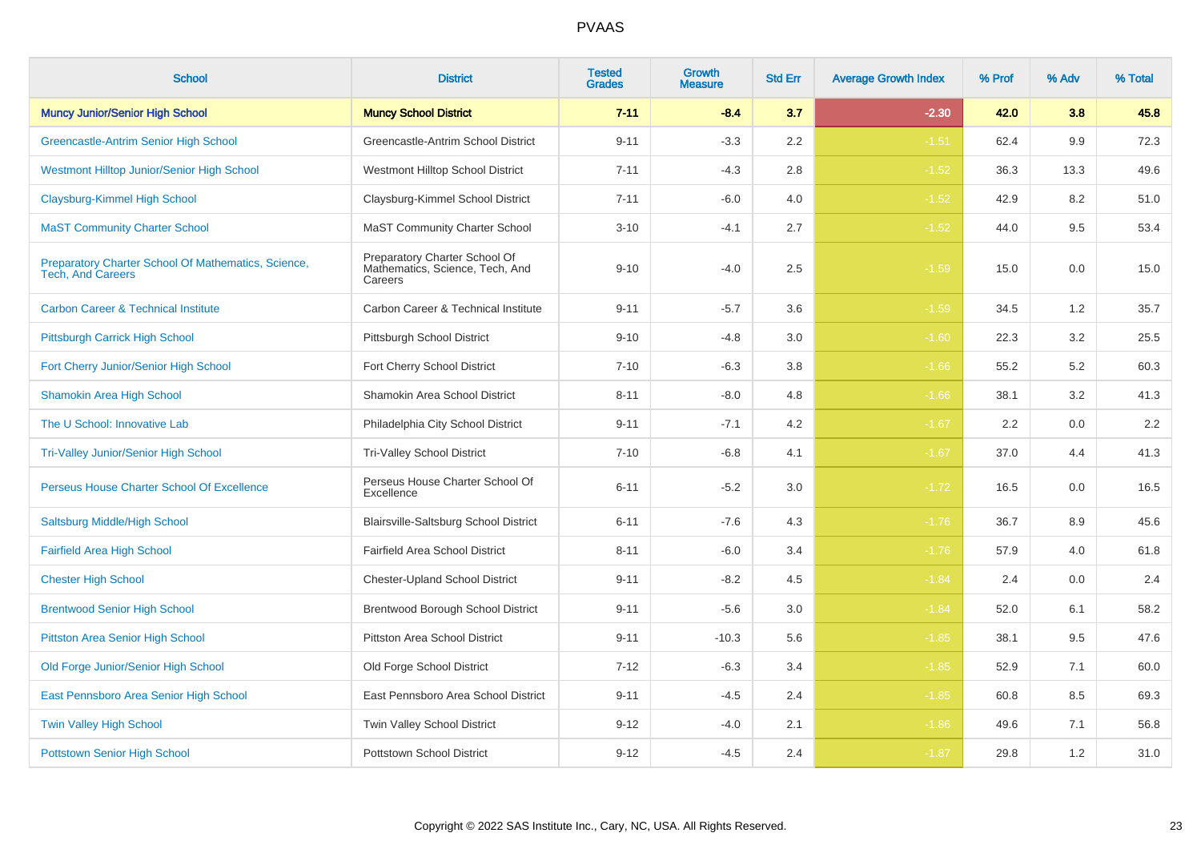# PVAAS

| School | District | Tested Grades | Growth Measure | Std Err | Average Growth Index | % Prof | % Adv | % Total |
|---|---|---|---|---|---|---|---|---|
| **Muncy Junior/Senior High School** | **Muncy School District** | **7-11** | **-8.4** | **3.7** | **-2.30** | **42.0** | **3.8** | **45.8** |
| Greencastle-Antrim Senior High School | Greencastle-Antrim School District | 9-11 | -3.3 | 2.2 | -1.51 | 62.4 | 9.9 | 72.3 |
| Westmont Hilltop Junior/Senior High School | Westmont Hilltop School District | 7-11 | -4.3 | 2.8 | -1.52 | 36.3 | 13.3 | 49.6 |
| Claysburg-Kimmel High School | Claysburg-Kimmel School District | 7-11 | -6.0 | 4.0 | -1.52 | 42.9 | 8.2 | 51.0 |
| MaST Community Charter School | MaST Community Charter School | 3-10 | -4.1 | 2.7 | -1.52 | 44.0 | 9.5 | 53.4 |
| Preparatory Charter School Of Mathematics, Science, Tech, And Careers | Preparatory Charter School Of Mathematics, Science, Tech, And Careers | 9-10 | -4.0 | 2.5 | -1.59 | 15.0 | 0.0 | 15.0 |
| Carbon Career & Technical Institute | Carbon Career & Technical Institute | 9-11 | -5.7 | 3.6 | -1.59 | 34.5 | 1.2 | 35.7 |
| Pittsburgh Carrick High School | Pittsburgh School District | 9-10 | -4.8 | 3.0 | -1.60 | 22.3 | 3.2 | 25.5 |
| Fort Cherry Junior/Senior High School | Fort Cherry School District | 7-10 | -6.3 | 3.8 | -1.66 | 55.2 | 5.2 | 60.3 |
| Shamokin Area High School | Shamokin Area School District | 8-11 | -8.0 | 4.8 | -1.66 | 38.1 | 3.2 | 41.3 |
| The U School: Innovative Lab | Philadelphia City School District | 9-11 | -7.1 | 4.2 | -1.67 | 2.2 | 0.0 | 2.2 |
| Tri-Valley Junior/Senior High School | Tri-Valley School District | 7-10 | -6.8 | 4.1 | -1.67 | 37.0 | 4.4 | 41.3 |
| Perseus House Charter School Of Excellence | Perseus House Charter School Of Excellence | 6-11 | -5.2 | 3.0 | -1.72 | 16.5 | 0.0 | 16.5 |
| Saltsburg Middle/High School | Blairsville-Saltsburg School District | 6-11 | -7.6 | 4.3 | -1.76 | 36.7 | 8.9 | 45.6 |
| Fairfield Area High School | Fairfield Area School District | 8-11 | -6.0 | 3.4 | -1.76 | 57.9 | 4.0 | 61.8 |
| Chester High School | Chester-Upland School District | 9-11 | -8.2 | 4.5 | -1.84 | 2.4 | 0.0 | 2.4 |
| Brentwood Senior High School | Brentwood Borough School District | 9-11 | -5.6 | 3.0 | -1.84 | 52.0 | 6.1 | 58.2 |
| Pittston Area Senior High School | Pittston Area School District | 9-11 | -10.3 | 5.6 | -1.85 | 38.1 | 9.5 | 47.6 |
| Old Forge Junior/Senior High School | Old Forge School District | 7-12 | -6.3 | 3.4 | -1.85 | 52.9 | 7.1 | 60.0 |
| East Pennsboro Area Senior High School | East Pennsboro Area School District | 9-11 | -4.5 | 2.4 | -1.85 | 60.8 | 8.5 | 69.3 |
| Twin Valley High School | Twin Valley School District | 9-12 | -4.0 | 2.1 | -1.86 | 49.6 | 7.1 | 56.8 |
| Pottstown Senior High School | Pottstown School District | 9-12 | -4.5 | 2.4 | -1.87 | 29.8 | 1.2 | 31.0 |

Copyright © 2022 SAS Institute Inc., Cary, NC, USA. All Rights Reserved.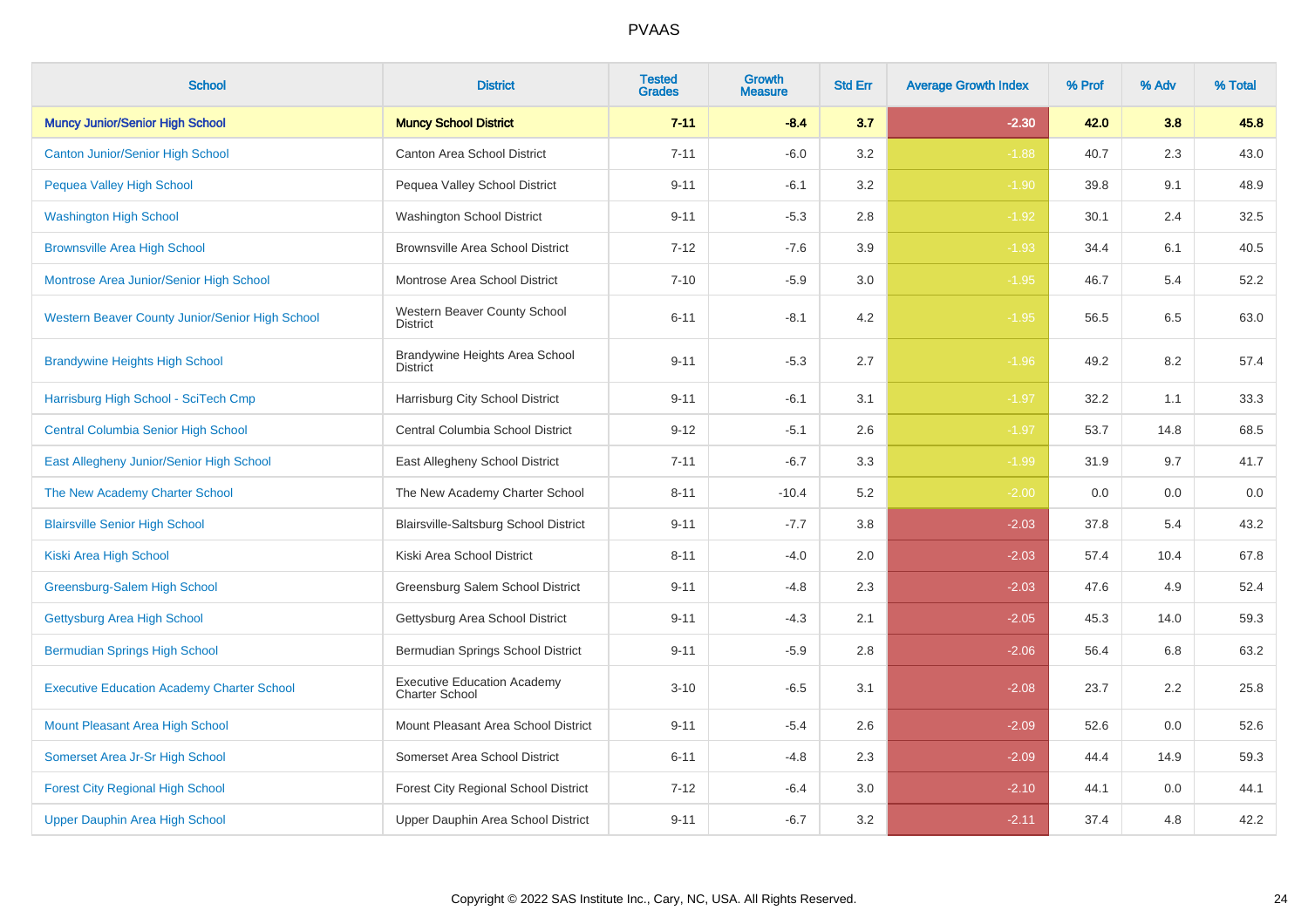# PVAAS

| School | District | Tested Grades | Growth Measure | Std Err | Average Growth Index | % Prof | % Adv | % Total |
|---|---|---|---|---|---|---|---|---|
| **Muncy Junior/Senior High School** | **Muncy School District** | **7-11** | **-8.4** | **3.7** | **-2.30** | **42.0** | **3.8** | **45.8** |
| Canton Junior/Senior High School | Canton Area School District | 7-11 | -6.0 | 3.2 | -1.88 | 40.7 | 2.3 | 43.0 |
| Pequea Valley High School | Pequea Valley School District | 9-11 | -6.1 | 3.2 | -1.90 | 39.8 | 9.1 | 48.9 |
| Washington High School | Washington School District | 9-11 | -5.3 | 2.8 | -1.92 | 30.1 | 2.4 | 32.5 |
| Brownsville Area High School | Brownsville Area School District | 7-12 | -7.6 | 3.9 | -1.93 | 34.4 | 6.1 | 40.5 |
| Montrose Area Junior/Senior High School | Montrose Area School District | 7-10 | -5.9 | 3.0 | -1.95 | 46.7 | 5.4 | 52.2 |
| Western Beaver County Junior/Senior High School | Western Beaver County School District | 6-11 | -8.1 | 4.2 | -1.95 | 56.5 | 6.5 | 63.0 |
| Brandywine Heights High School | Brandywine Heights Area School District | 9-11 | -5.3 | 2.7 | -1.96 | 49.2 | 8.2 | 57.4 |
| Harrisburg High School - SciTech Cmp | Harrisburg City School District | 9-11 | -6.1 | 3.1 | -1.97 | 32.2 | 1.1 | 33.3 |
| Central Columbia Senior High School | Central Columbia School District | 9-12 | -5.1 | 2.6 | -1.97 | 53.7 | 14.8 | 68.5 |
| East Allegheny Junior/Senior High School | East Allegheny School District | 7-11 | -6.7 | 3.3 | -1.99 | 31.9 | 9.7 | 41.7 |
| The New Academy Charter School | The New Academy Charter School | 8-11 | -10.4 | 5.2 | -2.00 | 0.0 | 0.0 | 0.0 |
| Blairsville Senior High School | Blairsville-Saltsburg School District | 9-11 | -7.7 | 3.8 | -2.03 | 37.8 | 5.4 | 43.2 |
| Kiski Area High School | Kiski Area School District | 8-11 | -4.0 | 2.0 | -2.03 | 57.4 | 10.4 | 67.8 |
| Greensburg-Salem High School | Greensburg Salem School District | 9-11 | -4.8 | 2.3 | -2.03 | 47.6 | 4.9 | 52.4 |
| Gettysburg Area High School | Gettysburg Area School District | 9-11 | -4.3 | 2.1 | -2.05 | 45.3 | 14.0 | 59.3 |
| Bermudian Springs High School | Bermudian Springs School District | 9-11 | -5.9 | 2.8 | -2.06 | 56.4 | 6.8 | 63.2 |
| Executive Education Academy Charter School | Executive Education Academy Charter School | 3-10 | -6.5 | 3.1 | -2.08 | 23.7 | 2.2 | 25.8 |
| Mount Pleasant Area High School | Mount Pleasant Area School District | 9-11 | -5.4 | 2.6 | -2.09 | 52.6 | 0.0 | 52.6 |
| Somerset Area Jr-Sr High School | Somerset Area School District | 6-11 | -4.8 | 2.3 | -2.09 | 44.4 | 14.9 | 59.3 |
| Forest City Regional High School | Forest City Regional School District | 7-12 | -6.4 | 3.0 | -2.10 | 44.1 | 0.0 | 44.1 |
| Upper Dauphin Area High School | Upper Dauphin Area School District | 9-11 | -6.7 | 3.2 | -2.11 | 37.4 | 4.8 | 42.2 |

Copyright © 2022 SAS Institute Inc., Cary, NC, USA. All Rights Reserved.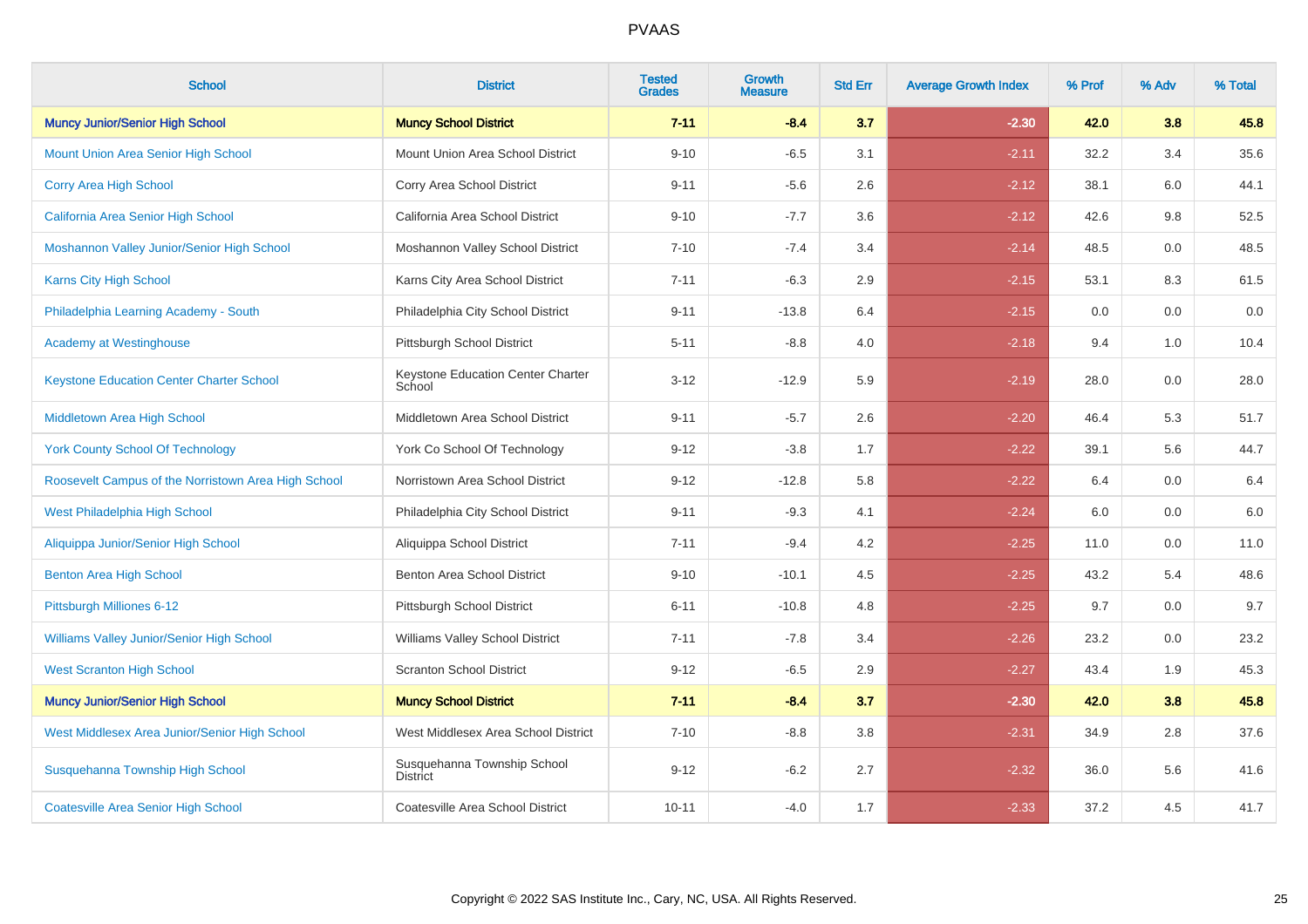# PVAAS

| School | District | Tested Grades | Growth Measure | Std Err | Average Growth Index | % Prof | % Adv | % Total |
|---|---|---|---|---|---|---|---|---|
| **Muncy Junior/Senior High School** | **Muncy School District** | **7-11** | **-8.4** | **3.7** | **-2.30** | **42.0** | **3.8** | **45.8** |
| Mount Union Area Senior High School | Mount Union Area School District | 9-10 | -6.5 | 3.1 | -2.11 | 32.2 | 3.4 | 35.6 |
| Corry Area High School | Corry Area School District | 9-11 | -5.6 | 2.6 | -2.12 | 38.1 | 6.0 | 44.1 |
| California Area Senior High School | California Area School District | 9-10 | -7.7 | 3.6 | -2.12 | 42.6 | 9.8 | 52.5 |
| Moshannon Valley Junior/Senior High School | Moshannon Valley School District | 7-10 | -7.4 | 3.4 | -2.14 | 48.5 | 0.0 | 48.5 |
| Karns City High School | Karns City Area School District | 7-11 | -6.3 | 2.9 | -2.15 | 53.1 | 8.3 | 61.5 |
| Philadelphia Learning Academy - South | Philadelphia City School District | 9-11 | -13.8 | 6.4 | -2.15 | 0.0 | 0.0 | 0.0 |
| Academy at Westinghouse | Pittsburgh School District | 5-11 | -8.8 | 4.0 | -2.18 | 9.4 | 1.0 | 10.4 |
| Keystone Education Center Charter School | Keystone Education Center Charter School | 3-12 | -12.9 | 5.9 | -2.19 | 28.0 | 0.0 | 28.0 |
| Middletown Area High School | Middletown Area School District | 9-11 | -5.7 | 2.6 | -2.20 | 46.4 | 5.3 | 51.7 |
| York County School Of Technology | York Co School Of Technology | 9-12 | -3.8 | 1.7 | -2.22 | 39.1 | 5.6 | 44.7 |
| Roosevelt Campus of the Norristown Area High School | Norristown Area School District | 9-12 | -12.8 | 5.8 | -2.22 | 6.4 | 0.0 | 6.4 |
| West Philadelphia High School | Philadelphia City School District | 9-11 | -9.3 | 4.1 | -2.24 | 6.0 | 0.0 | 6.0 |
| Aliquippa Junior/Senior High School | Aliquippa School District | 7-11 | -9.4 | 4.2 | -2.25 | 11.0 | 0.0 | 11.0 |
| Benton Area High School | Benton Area School District | 9-10 | -10.1 | 4.5 | -2.25 | 43.2 | 5.4 | 48.6 |
| Pittsburgh Milliones 6-12 | Pittsburgh School District | 6-11 | -10.8 | 4.8 | -2.25 | 9.7 | 0.0 | 9.7 |
| Williams Valley Junior/Senior High School | Williams Valley School District | 7-11 | -7.8 | 3.4 | -2.26 | 23.2 | 0.0 | 23.2 |
| West Scranton High School | Scranton School District | 9-12 | -6.5 | 2.9 | -2.27 | 43.4 | 1.9 | 45.3 |
| **Muncy Junior/Senior High School** | **Muncy School District** | **7-11** | **-8.4** | **3.7** | **-2.30** | **42.0** | **3.8** | **45.8** |
| West Middlesex Area Junior/Senior High School | West Middlesex Area School District | 7-10 | -8.8 | 3.8 | -2.31 | 34.9 | 2.8 | 37.6 |
| Susquehanna Township High School | Susquehanna Township School District | 9-12 | -6.2 | 2.7 | -2.32 | 36.0 | 5.6 | 41.6 |
| Coatesville Area Senior High School | Coatesville Area School District | 10-11 | -4.0 | 1.7 | -2.33 | 37.2 | 4.5 | 41.7 |

Copyright © 2022 SAS Institute Inc., Cary, NC, USA. All Rights Reserved.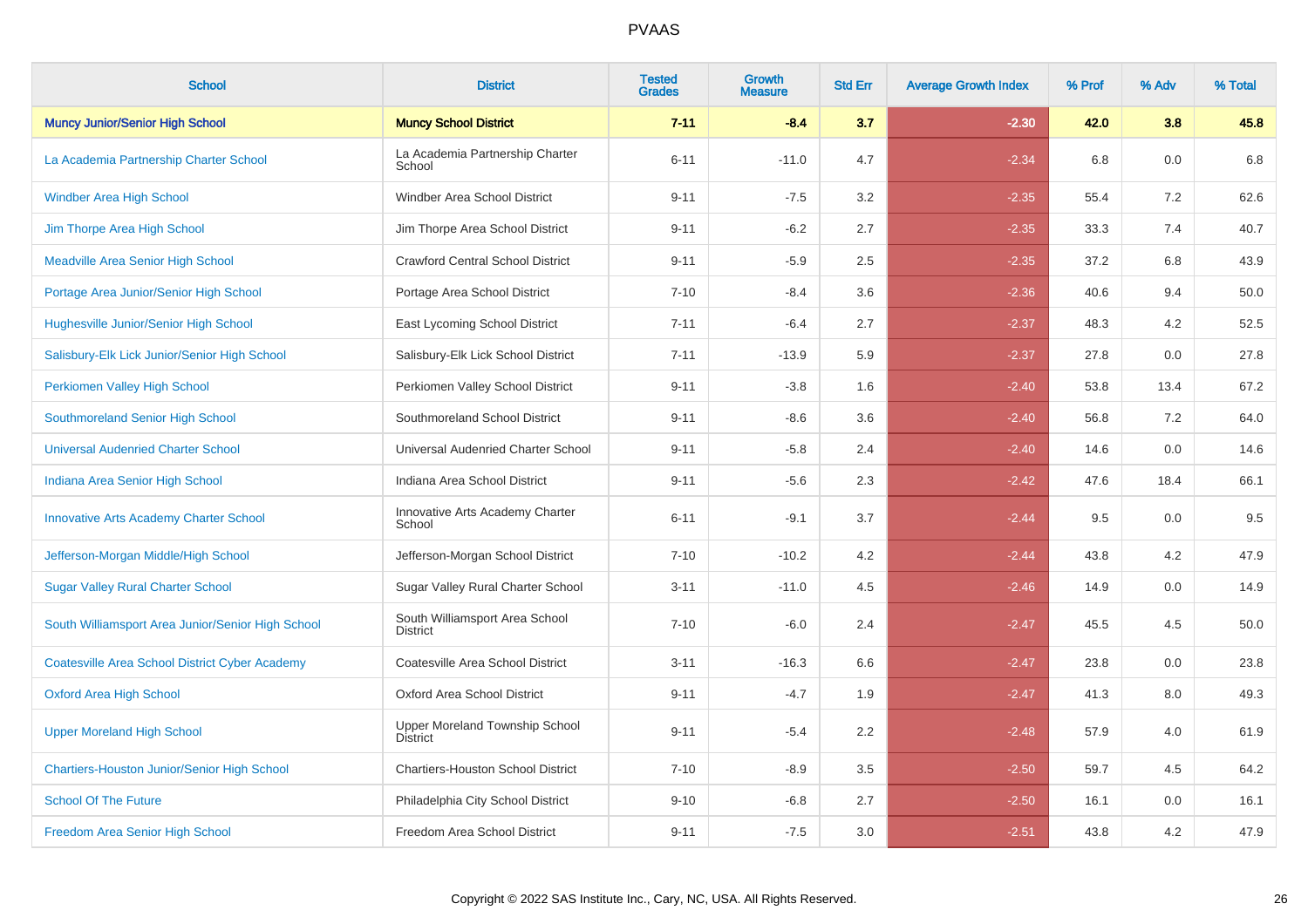# PVAAS

| School | District | Tested Grades | Growth Measure | Std Err | Average Growth Index | % Prof | % Adv | % Total |
|---|---|---|---|---|---|---|---|---|
| **Muncy Junior/Senior High School** | **Muncy School District** | **7-11** | **-8.4** | **3.7** | **-2.30** | **42.0** | **3.8** | **45.8** |
| La Academia Partnership Charter School | La Academia Partnership Charter School | 6-11 | -11.0 | 4.7 | -2.34 | 6.8 | 0.0 | 6.8 |
| Windber Area High School | Windber Area School District | 9-11 | -7.5 | 3.2 | -2.35 | 55.4 | 7.2 | 62.6 |
| Jim Thorpe Area High School | Jim Thorpe Area School District | 9-11 | -6.2 | 2.7 | -2.35 | 33.3 | 7.4 | 40.7 |
| Meadville Area Senior High School | Crawford Central School District | 9-11 | -5.9 | 2.5 | -2.35 | 37.2 | 6.8 | 43.9 |
| Portage Area Junior/Senior High School | Portage Area School District | 7-10 | -8.4 | 3.6 | -2.36 | 40.6 | 9.4 | 50.0 |
| Hughesville Junior/Senior High School | East Lycoming School District | 7-11 | -6.4 | 2.7 | -2.37 | 48.3 | 4.2 | 52.5 |
| Salisbury-Elk Lick Junior/Senior High School | Salisbury-Elk Lick School District | 7-11 | -13.9 | 5.9 | -2.37 | 27.8 | 0.0 | 27.8 |
| Perkiomen Valley High School | Perkiomen Valley School District | 9-11 | -3.8 | 1.6 | -2.40 | 53.8 | 13.4 | 67.2 |
| Southmoreland Senior High School | Southmoreland School District | 9-11 | -8.6 | 3.6 | -2.40 | 56.8 | 7.2 | 64.0 |
| Universal Audenried Charter School | Universal Audenried Charter School | 9-11 | -5.8 | 2.4 | -2.40 | 14.6 | 0.0 | 14.6 |
| Indiana Area Senior High School | Indiana Area School District | 9-11 | -5.6 | 2.3 | -2.42 | 47.6 | 18.4 | 66.1 |
| Innovative Arts Academy Charter School | Innovative Arts Academy Charter School | 6-11 | -9.1 | 3.7 | -2.44 | 9.5 | 0.0 | 9.5 |
| Jefferson-Morgan Middle/High School | Jefferson-Morgan School District | 7-10 | -10.2 | 4.2 | -2.44 | 43.8 | 4.2 | 47.9 |
| Sugar Valley Rural Charter School | Sugar Valley Rural Charter School | 3-11 | -11.0 | 4.5 | -2.46 | 14.9 | 0.0 | 14.9 |
| South Williamsport Area Junior/Senior High School | South Williamsport Area School District | 7-10 | -6.0 | 2.4 | -2.47 | 45.5 | 4.5 | 50.0 |
| Coatesville Area School District Cyber Academy | Coatesville Area School District | 3-11 | -16.3 | 6.6 | -2.47 | 23.8 | 0.0 | 23.8 |
| Oxford Area High School | Oxford Area School District | 9-11 | -4.7 | 1.9 | -2.47 | 41.3 | 8.0 | 49.3 |
| Upper Moreland High School | Upper Moreland Township School District | 9-11 | -5.4 | 2.2 | -2.48 | 57.9 | 4.0 | 61.9 |
| Chartiers-Houston Junior/Senior High School | Chartiers-Houston School District | 7-10 | -8.9 | 3.5 | -2.50 | 59.7 | 4.5 | 64.2 |
| School Of The Future | Philadelphia City School District | 9-10 | -6.8 | 2.7 | -2.50 | 16.1 | 0.0 | 16.1 |
| Freedom Area Senior High School | Freedom Area School District | 9-11 | -7.5 | 3.0 | -2.51 | 43.8 | 4.2 | 47.9 |

Copyright © 2022 SAS Institute Inc., Cary, NC, USA. All Rights Reserved.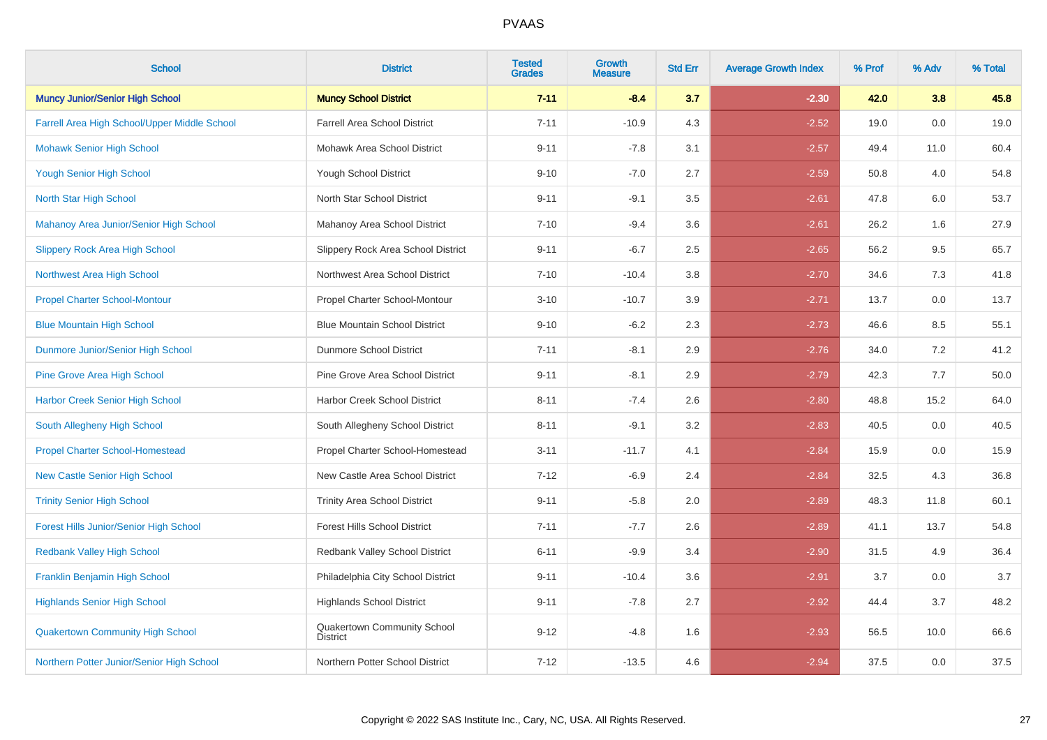| School | District | Tested Grades | Growth Measure | Std Err | Average Growth Index | % Prof | % Adv | % Total |
|---|---|---|---|---|---|---|---|---|
| **Muncy Junior/Senior High School** | **Muncy School District** | **7-11** | **-8.4** | **3.7** | **-2.30** | **42.0** | **3.8** | **45.8** |
| Farrell Area High School/Upper Middle School | Farrell Area School District | 7-11 | -10.9 | 4.3 | -2.52 | 19.0 | 0.0 | 19.0 |
| Mohawk Senior High School | Mohawk Area School District | 9-11 | -7.8 | 3.1 | -2.57 | 49.4 | 11.0 | 60.4 |
| Yough Senior High School | Yough School District | 9-10 | -7.0 | 2.7 | -2.59 | 50.8 | 4.0 | 54.8 |
| North Star High School | North Star School District | 9-11 | -9.1 | 3.5 | -2.61 | 47.8 | 6.0 | 53.7 |
| Mahanoy Area Junior/Senior High School | Mahanoy Area School District | 7-10 | -9.4 | 3.6 | -2.61 | 26.2 | 1.6 | 27.9 |
| Slippery Rock Area High School | Slippery Rock Area School District | 9-11 | -6.7 | 2.5 | -2.65 | 56.2 | 9.5 | 65.7 |
| Northwest Area High School | Northwest Area School District | 7-10 | -10.4 | 3.8 | -2.70 | 34.6 | 7.3 | 41.8 |
| Propel Charter School-Montour | Propel Charter School-Montour | 3-10 | -10.7 | 3.9 | -2.71 | 13.7 | 0.0 | 13.7 |
| Blue Mountain High School | Blue Mountain School District | 9-10 | -6.2 | 2.3 | -2.73 | 46.6 | 8.5 | 55.1 |
| Dunmore Junior/Senior High School | Dunmore School District | 7-11 | -8.1 | 2.9 | -2.76 | 34.0 | 7.2 | 41.2 |
| Pine Grove Area High School | Pine Grove Area School District | 9-11 | -8.1 | 2.9 | -2.79 | 42.3 | 7.7 | 50.0 |
| Harbor Creek Senior High School | Harbor Creek School District | 8-11 | -7.4 | 2.6 | -2.80 | 48.8 | 15.2 | 64.0 |
| South Allegheny High School | South Allegheny School District | 8-11 | -9.1 | 3.2 | -2.83 | 40.5 | 0.0 | 40.5 |
| Propel Charter School-Homestead | Propel Charter School-Homestead | 3-11 | -11.7 | 4.1 | -2.84 | 15.9 | 0.0 | 15.9 |
| New Castle Senior High School | New Castle Area School District | 7-12 | -6.9 | 2.4 | -2.84 | 32.5 | 4.3 | 36.8 |
| Trinity Senior High School | Trinity Area School District | 9-11 | -5.8 | 2.0 | -2.89 | 48.3 | 11.8 | 60.1 |
| Forest Hills Junior/Senior High School | Forest Hills School District | 7-11 | -7.7 | 2.6 | -2.89 | 41.1 | 13.7 | 54.8 |
| Redbank Valley High School | Redbank Valley School District | 6-11 | -9.9 | 3.4 | -2.90 | 31.5 | 4.9 | 36.4 |
| Franklin Benjamin High School | Philadelphia City School District | 9-11 | -10.4 | 3.6 | -2.91 | 3.7 | 0.0 | 3.7 |
| Highlands Senior High School | Highlands School District | 9-11 | -7.8 | 2.7 | -2.92 | 44.4 | 3.7 | 48.2 |
| Quakertown Community High School | Quakertown Community School District | 9-12 | -4.8 | 1.6 | -2.93 | 56.5 | 10.0 | 66.6 |
| Northern Potter Junior/Senior High School | Northern Potter School District | 7-12 | -13.5 | 4.6 | -2.94 | 37.5 | 0.0 | 37.5 |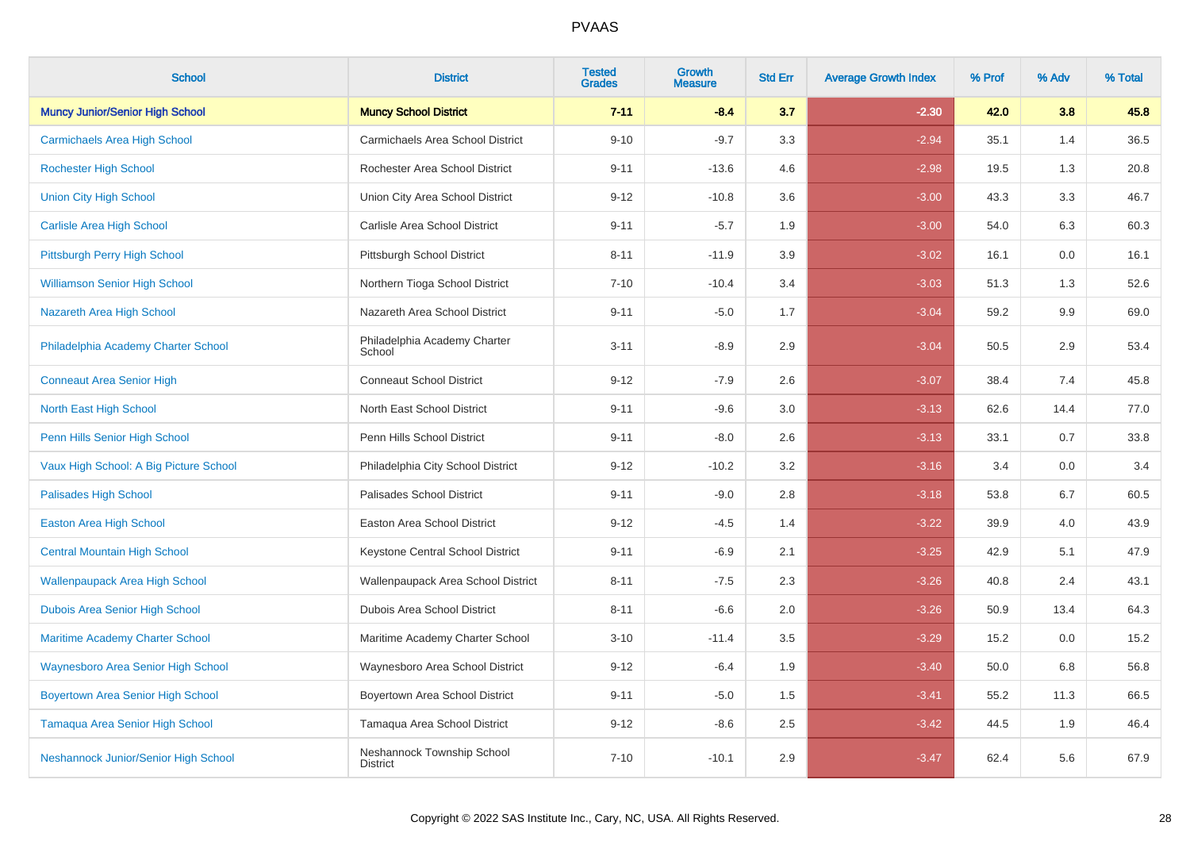| School | District | Tested Grades | Growth Measure | Std Err | Average Growth Index | % Prof | % Adv | % Total |
|---|---|---|---|---|---|---|---|---|
| **Muncy Junior/Senior High School** | **Muncy School District** | **7-11** | **-8.4** | **3.7** | **-2.30** | **42.0** | **3.8** | **45.8** |
| Carmichaels Area High School | Carmichaels Area School District | 9-10 | -9.7 | 3.3 | -2.94 | 35.1 | 1.4 | 36.5 |
| Rochester High School | Rochester Area School District | 9-11 | -13.6 | 4.6 | -2.98 | 19.5 | 1.3 | 20.8 |
| Union City High School | Union City Area School District | 9-12 | -10.8 | 3.6 | -3.00 | 43.3 | 3.3 | 46.7 |
| Carlisle Area High School | Carlisle Area School District | 9-11 | -5.7 | 1.9 | -3.00 | 54.0 | 6.3 | 60.3 |
| Pittsburgh Perry High School | Pittsburgh School District | 8-11 | -11.9 | 3.9 | -3.02 | 16.1 | 0.0 | 16.1 |
| Williamson Senior High School | Northern Tioga School District | 7-10 | -10.4 | 3.4 | -3.03 | 51.3 | 1.3 | 52.6 |
| Nazareth Area High School | Nazareth Area School District | 9-11 | -5.0 | 1.7 | -3.04 | 59.2 | 9.9 | 69.0 |
| Philadelphia Academy Charter School | Philadelphia Academy Charter School | 3-11 | -8.9 | 2.9 | -3.04 | 50.5 | 2.9 | 53.4 |
| Conneaut Area Senior High | Conneaut School District | 9-12 | -7.9 | 2.6 | -3.07 | 38.4 | 7.4 | 45.8 |
| North East High School | North East School District | 9-11 | -9.6 | 3.0 | -3.13 | 62.6 | 14.4 | 77.0 |
| Penn Hills Senior High School | Penn Hills School District | 9-11 | -8.0 | 2.6 | -3.13 | 33.1 | 0.7 | 33.8 |
| Vaux High School: A Big Picture School | Philadelphia City School District | 9-12 | -10.2 | 3.2 | -3.16 | 3.4 | 0.0 | 3.4 |
| Palisades High School | Palisades School District | 9-11 | -9.0 | 2.8 | -3.18 | 53.8 | 6.7 | 60.5 |
| Easton Area High School | Easton Area School District | 9-12 | -4.5 | 1.4 | -3.22 | 39.9 | 4.0 | 43.9 |
| Central Mountain High School | Keystone Central School District | 9-11 | -6.9 | 2.1 | -3.25 | 42.9 | 5.1 | 47.9 |
| Wallenpaupack Area High School | Wallenpaupack Area School District | 8-11 | -7.5 | 2.3 | -3.26 | 40.8 | 2.4 | 43.1 |
| Dubois Area Senior High School | Dubois Area School District | 8-11 | -6.6 | 2.0 | -3.26 | 50.9 | 13.4 | 64.3 |
| Maritime Academy Charter School | Maritime Academy Charter School | 3-10 | -11.4 | 3.5 | -3.29 | 15.2 | 0.0 | 15.2 |
| Waynesboro Area Senior High School | Waynesboro Area School District | 9-12 | -6.4 | 1.9 | -3.40 | 50.0 | 6.8 | 56.8 |
| Boyertown Area Senior High School | Boyertown Area School District | 9-11 | -5.0 | 1.5 | -3.41 | 55.2 | 11.3 | 66.5 |
| Tamaqua Area Senior High School | Tamaqua Area School District | 9-12 | -8.6 | 2.5 | -3.42 | 44.5 | 1.9 | 46.4 |
| Neshannock Junior/Senior High School | Neshannock Township School District | 7-10 | -10.1 | 2.9 | -3.47 | 62.4 | 5.6 | 67.9 |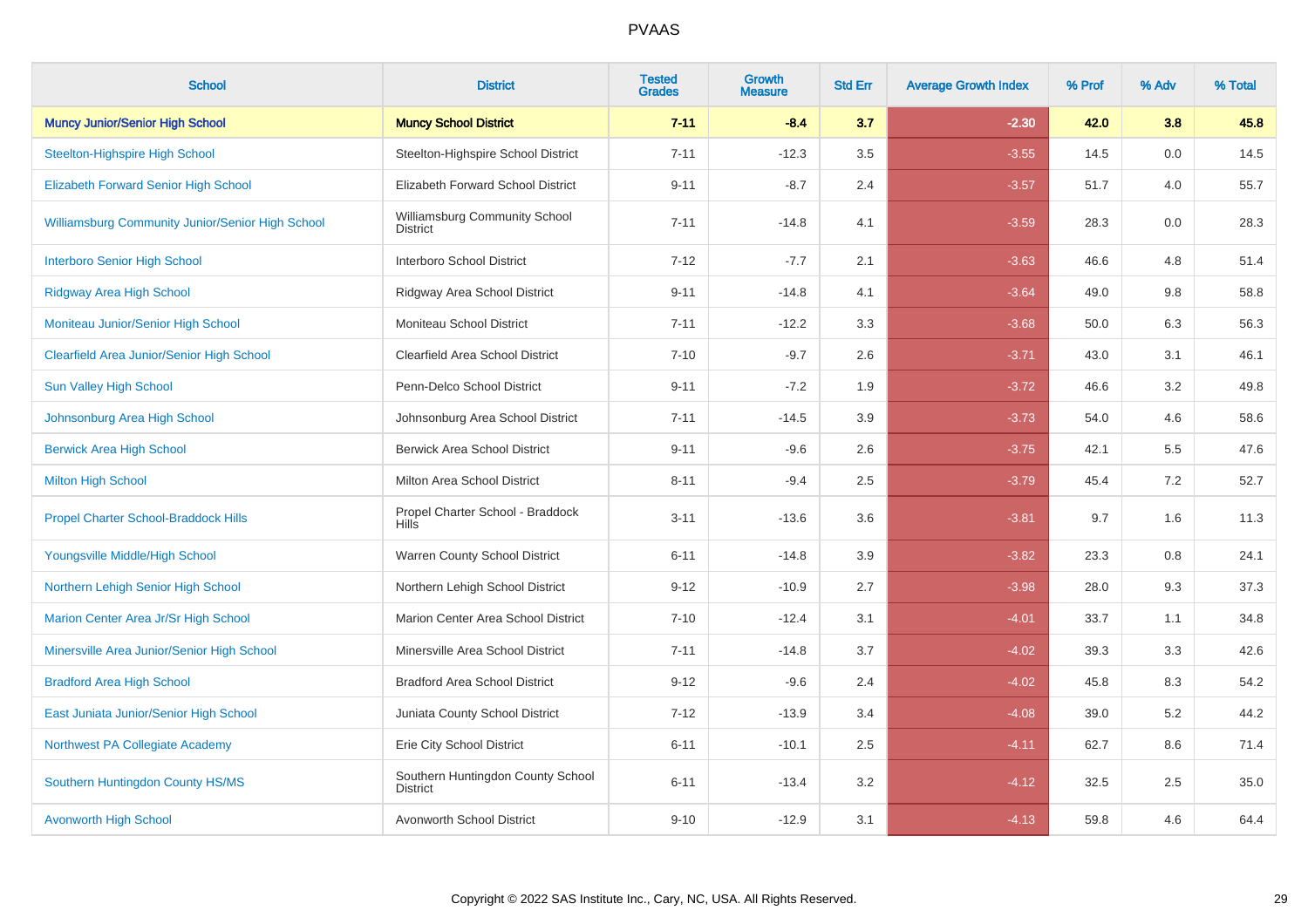PVAAS

| School | District | Tested Grades | Growth Measure | Std Err | Average Growth Index | % Prof | % Adv | % Total |
|---|---|---|---|---|---|---|---|---|
| **Muncy Junior/Senior High School** | **Muncy School District** | **7-11** | **-8.4** | **3.7** | **-2.30** | **42.0** | **3.8** | **45.8** |
| Steelton-Highspire High School | Steelton-Highspire School District | 7-11 | -12.3 | 3.5 | -3.55 | 14.5 | 0.0 | 14.5 |
| Elizabeth Forward Senior High School | Elizabeth Forward School District | 9-11 | -8.7 | 2.4 | -3.57 | 51.7 | 4.0 | 55.7 |
| Williamsburg Community Junior/Senior High School | Williamsburg Community School District | 7-11 | -14.8 | 4.1 | -3.59 | 28.3 | 0.0 | 28.3 |
| Interboro Senior High School | Interboro School District | 7-12 | -7.7 | 2.1 | -3.63 | 46.6 | 4.8 | 51.4 |
| Ridgway Area High School | Ridgway Area School District | 9-11 | -14.8 | 4.1 | -3.64 | 49.0 | 9.8 | 58.8 |
| Moniteau Junior/Senior High School | Moniteau School District | 7-11 | -12.2 | 3.3 | -3.68 | 50.0 | 6.3 | 56.3 |
| Clearfield Area Junior/Senior High School | Clearfield Area School District | 7-10 | -9.7 | 2.6 | -3.71 | 43.0 | 3.1 | 46.1 |
| Sun Valley High School | Penn-Delco School District | 9-11 | -7.2 | 1.9 | -3.72 | 46.6 | 3.2 | 49.8 |
| Johnsonburg Area High School | Johnsonburg Area School District | 7-11 | -14.5 | 3.9 | -3.73 | 54.0 | 4.6 | 58.6 |
| Berwick Area High School | Berwick Area School District | 9-11 | -9.6 | 2.6 | -3.75 | 42.1 | 5.5 | 47.6 |
| Milton High School | Milton Area School District | 8-11 | -9.4 | 2.5 | -3.79 | 45.4 | 7.2 | 52.7 |
| Propel Charter School-Braddock Hills | Propel Charter School - Braddock Hills | 3-11 | -13.6 | 3.6 | -3.81 | 9.7 | 1.6 | 11.3 |
| Youngsville Middle/High School | Warren County School District | 6-11 | -14.8 | 3.9 | -3.82 | 23.3 | 0.8 | 24.1 |
| Northern Lehigh Senior High School | Northern Lehigh School District | 9-12 | -10.9 | 2.7 | -3.98 | 28.0 | 9.3 | 37.3 |
| Marion Center Area Jr/Sr High School | Marion Center Area School District | 7-10 | -12.4 | 3.1 | -4.01 | 33.7 | 1.1 | 34.8 |
| Minersville Area Junior/Senior High School | Minersville Area School District | 7-11 | -14.8 | 3.7 | -4.02 | 39.3 | 3.3 | 42.6 |
| Bradford Area High School | Bradford Area School District | 9-12 | -9.6 | 2.4 | -4.02 | 45.8 | 8.3 | 54.2 |
| East Juniata Junior/Senior High School | Juniata County School District | 7-12 | -13.9 | 3.4 | -4.08 | 39.0 | 5.2 | 44.2 |
| Northwest PA Collegiate Academy | Erie City School District | 6-11 | -10.1 | 2.5 | -4.11 | 62.7 | 8.6 | 71.4 |
| Southern Huntingdon County HS/MS | Southern Huntingdon County School District | 6-11 | -13.4 | 3.2 | -4.12 | 32.5 | 2.5 | 35.0 |
| Avonworth High School | Avonworth School District | 9-10 | -12.9 | 3.1 | -4.13 | 59.8 | 4.6 | 64.4 |

Copyright © 2022 SAS Institute Inc., Cary, NC, USA. All Rights Reserved.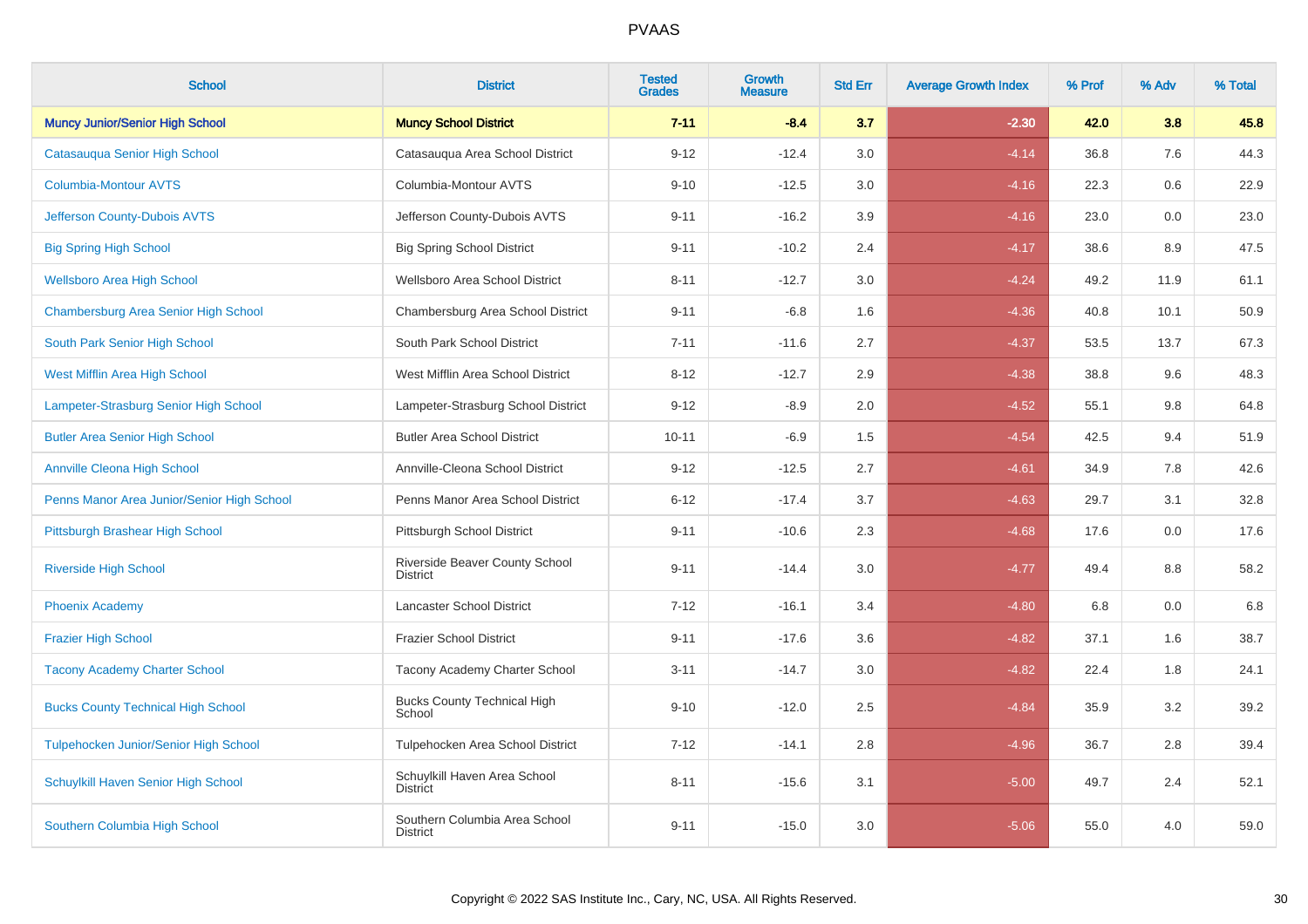# PVAAS

| School | District | Tested Grades | Growth Measure | Std Err | Average Growth Index | % Prof | % Adv | % Total |
|---|---|---|---|---|---|---|---|---|
| **Muncy Junior/Senior High School** | **Muncy School District** | **7-11** | **-8.4** | **3.7** | **-2.30** | **42.0** | **3.8** | **45.8** |
| Catasauqua Senior High School | Catasauqua Area School District | 9-12 | -12.4 | 3.0 | -4.14 | 36.8 | 7.6 | 44.3 |
| Columbia-Montour AVTS | Columbia-Montour AVTS | 9-10 | -12.5 | 3.0 | -4.16 | 22.3 | 0.6 | 22.9 |
| Jefferson County-Dubois AVTS | Jefferson County-Dubois AVTS | 9-11 | -16.2 | 3.9 | -4.16 | 23.0 | 0.0 | 23.0 |
| Big Spring High School | Big Spring School District | 9-11 | -10.2 | 2.4 | -4.17 | 38.6 | 8.9 | 47.5 |
| Wellsboro Area High School | Wellsboro Area School District | 8-11 | -12.7 | 3.0 | -4.24 | 49.2 | 11.9 | 61.1 |
| Chambersburg Area Senior High School | Chambersburg Area School District | 9-11 | -6.8 | 1.6 | -4.36 | 40.8 | 10.1 | 50.9 |
| South Park Senior High School | South Park School District | 7-11 | -11.6 | 2.7 | -4.37 | 53.5 | 13.7 | 67.3 |
| West Mifflin Area High School | West Mifflin Area School District | 8-12 | -12.7 | 2.9 | -4.38 | 38.8 | 9.6 | 48.3 |
| Lampeter-Strasburg Senior High School | Lampeter-Strasburg School District | 9-12 | -8.9 | 2.0 | -4.52 | 55.1 | 9.8 | 64.8 |
| Butler Area Senior High School | Butler Area School District | 10-11 | -6.9 | 1.5 | -4.54 | 42.5 | 9.4 | 51.9 |
| Annville Cleona High School | Annville-Cleona School District | 9-12 | -12.5 | 2.7 | -4.61 | 34.9 | 7.8 | 42.6 |
| Penns Manor Area Junior/Senior High School | Penns Manor Area School District | 6-12 | -17.4 | 3.7 | -4.63 | 29.7 | 3.1 | 32.8 |
| Pittsburgh Brashear High School | Pittsburgh School District | 9-11 | -10.6 | 2.3 | -4.68 | 17.6 | 0.0 | 17.6 |
| Riverside High School | Riverside Beaver County School District | 9-11 | -14.4 | 3.0 | -4.77 | 49.4 | 8.8 | 58.2 |
| Phoenix Academy | Lancaster School District | 7-12 | -16.1 | 3.4 | -4.80 | 6.8 | 0.0 | 6.8 |
| Frazier High School | Frazier School District | 9-11 | -17.6 | 3.6 | -4.82 | 37.1 | 1.6 | 38.7 |
| Tacony Academy Charter School | Tacony Academy Charter School | 3-11 | -14.7 | 3.0 | -4.82 | 22.4 | 1.8 | 24.1 |
| Bucks County Technical High School | Bucks County Technical High School | 9-10 | -12.0 | 2.5 | -4.84 | 35.9 | 3.2 | 39.2 |
| Tulpehocken Junior/Senior High School | Tulpehocken Area School District | 7-12 | -14.1 | 2.8 | -4.96 | 36.7 | 2.8 | 39.4 |
| Schuylkill Haven Senior High School | Schuylkill Haven Area School District | 8-11 | -15.6 | 3.1 | -5.00 | 49.7 | 2.4 | 52.1 |
| Southern Columbia High School | Southern Columbia Area School District | 9-11 | -15.0 | 3.0 | -5.06 | 55.0 | 4.0 | 59.0 |

Copyright © 2022 SAS Institute Inc., Cary, NC, USA. All Rights Reserved.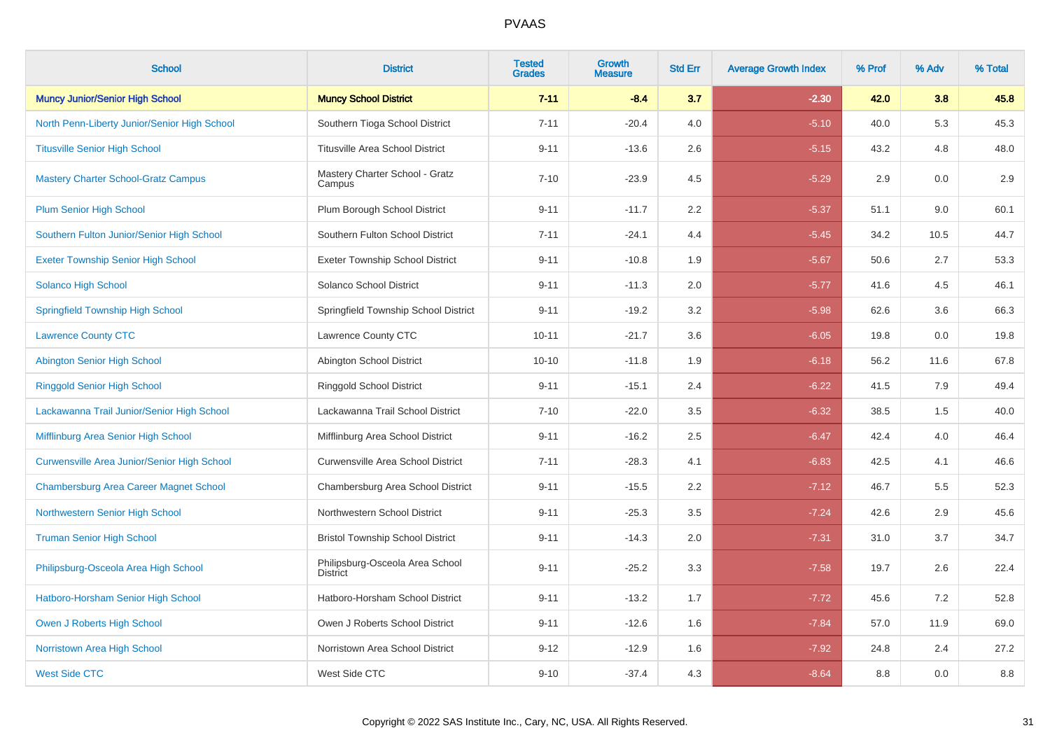| School | District | Tested Grades | Growth Measure | Std Err | Average Growth Index | % Prof | % Adv | % Total |
|---|---|---|---|---|---|---|---|---|
| **Muncy Junior/Senior High School** | **Muncy School District** | **7-11** | **-8.4** | **3.7** | **-2.30** | **42.0** | **3.8** | **45.8** |
| North Penn-Liberty Junior/Senior High School | Southern Tioga School District | 7-11 | -20.4 | 4.0 | -5.10 | 40.0 | 5.3 | 45.3 |
| Titusville Senior High School | Titusville Area School District | 9-11 | -13.6 | 2.6 | -5.15 | 43.2 | 4.8 | 48.0 |
| Mastery Charter School-Gratz Campus | Mastery Charter School - Gratz Campus | 7-10 | -23.9 | 4.5 | -5.29 | 2.9 | 0.0 | 2.9 |
| Plum Senior High School | Plum Borough School District | 9-11 | -11.7 | 2.2 | -5.37 | 51.1 | 9.0 | 60.1 |
| Southern Fulton Junior/Senior High School | Southern Fulton School District | 7-11 | -24.1 | 4.4 | -5.45 | 34.2 | 10.5 | 44.7 |
| Exeter Township Senior High School | Exeter Township School District | 9-11 | -10.8 | 1.9 | -5.67 | 50.6 | 2.7 | 53.3 |
| Solanco High School | Solanco School District | 9-11 | -11.3 | 2.0 | -5.77 | 41.6 | 4.5 | 46.1 |
| Springfield Township High School | Springfield Township School District | 9-11 | -19.2 | 3.2 | -5.98 | 62.6 | 3.6 | 66.3 |
| Lawrence County CTC | Lawrence County CTC | 10-11 | -21.7 | 3.6 | -6.05 | 19.8 | 0.0 | 19.8 |
| Abington Senior High School | Abington School District | 10-10 | -11.8 | 1.9 | -6.18 | 56.2 | 11.6 | 67.8 |
| Ringgold Senior High School | Ringgold School District | 9-11 | -15.1 | 2.4 | -6.22 | 41.5 | 7.9 | 49.4 |
| Lackawanna Trail Junior/Senior High School | Lackawanna Trail School District | 7-10 | -22.0 | 3.5 | -6.32 | 38.5 | 1.5 | 40.0 |
| Mifflinburg Area Senior High School | Mifflinburg Area School District | 9-11 | -16.2 | 2.5 | -6.47 | 42.4 | 4.0 | 46.4 |
| Curwensville Area Junior/Senior High School | Curwensville Area School District | 7-11 | -28.3 | 4.1 | -6.83 | 42.5 | 4.1 | 46.6 |
| Chambersburg Area Career Magnet School | Chambersburg Area School District | 9-11 | -15.5 | 2.2 | -7.12 | 46.7 | 5.5 | 52.3 |
| Northwestern Senior High School | Northwestern School District | 9-11 | -25.3 | 3.5 | -7.24 | 42.6 | 2.9 | 45.6 |
| Truman Senior High School | Bristol Township School District | 9-11 | -14.3 | 2.0 | -7.31 | 31.0 | 3.7 | 34.7 |
| Philipsburg-Osceola Area High School | Philipsburg-Osceola Area School District | 9-11 | -25.2 | 3.3 | -7.58 | 19.7 | 2.6 | 22.4 |
| Hatboro-Horsham Senior High School | Hatboro-Horsham School District | 9-11 | -13.2 | 1.7 | -7.72 | 45.6 | 7.2 | 52.8 |
| Owen J Roberts High School | Owen J Roberts School District | 9-11 | -12.6 | 1.6 | -7.84 | 57.0 | 11.9 | 69.0 |
| Norristown Area High School | Norristown Area School District | 9-12 | -12.9 | 1.6 | -7.92 | 24.8 | 2.4 | 27.2 |
| West Side CTC | West Side CTC | 9-10 | -37.4 | 4.3 | -8.64 | 8.8 | 0.0 | 8.8 |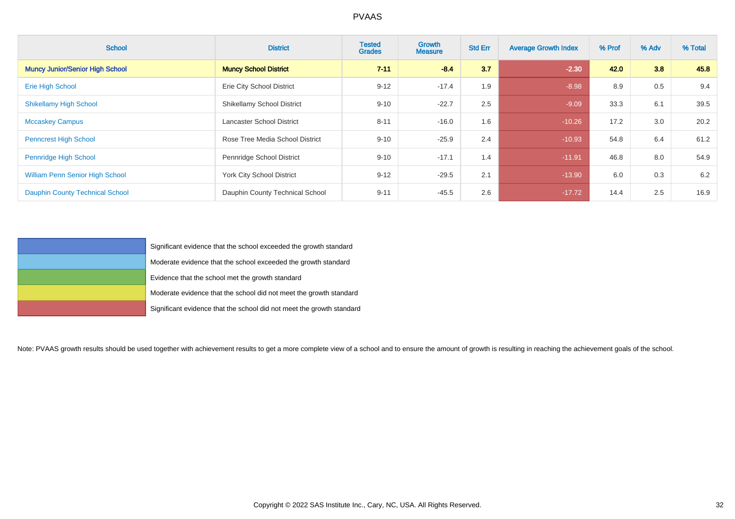# PVAAS

| School | District | Tested Grades | Growth Measure | Std Err | Average Growth Index | % Prof | % Adv | % Total |
|---|---|---|---|---|---|---|---|---|
| **Muncy Junior/Senior High School** | **Muncy School District** | **7-11** | **-8.4** | **3.7** | **-2.30** | **42.0** | **3.8** | **45.8** |
| Erie High School | Erie City School District | 9-12 | -17.4 | 1.9 | -8.98 | 8.9 | 0.5 | 9.4 |
| Shikellamy High School | Shikellamy School District | 9-10 | -22.7 | 2.5 | -9.09 | 33.3 | 6.1 | 39.5 |
| Mccaskey Campus | Lancaster School District | 8-11 | -16.0 | 1.6 | -10.26 | 17.2 | 3.0 | 20.2 |
| Penncrest High School | Rose Tree Media School District | 9-10 | -25.9 | 2.4 | -10.93 | 54.8 | 6.4 | 61.2 |
| Pennridge High School | Pennridge School District | 9-10 | -17.1 | 1.4 | -11.91 | 46.8 | 8.0 | 54.9 |
| William Penn Senior High School | York City School District | 9-12 | -29.5 | 2.1 | -13.90 | 6.0 | 0.3 | 6.2 |
| Dauphin County Technical School | Dauphin County Technical School | 9-11 | -45.5 | 2.6 | -17.72 | 14.4 | 2.5 | 16.9 |

Significant evidence that the school exceeded the growth standard

Moderate evidence that the school exceeded the growth standard

Evidence that the school met the growth standard

Moderate evidence that the school did not meet the growth standard

Significant evidence that the school did not meet the growth standard

Note: PVAAS growth results should be used together with achievement results to get a more complete view of a school and to ensure the amount of growth is resulting in reaching the achievement goals of the school.

Copyright © 2022 SAS Institute Inc., Cary, NC, USA. All Rights Reserved.